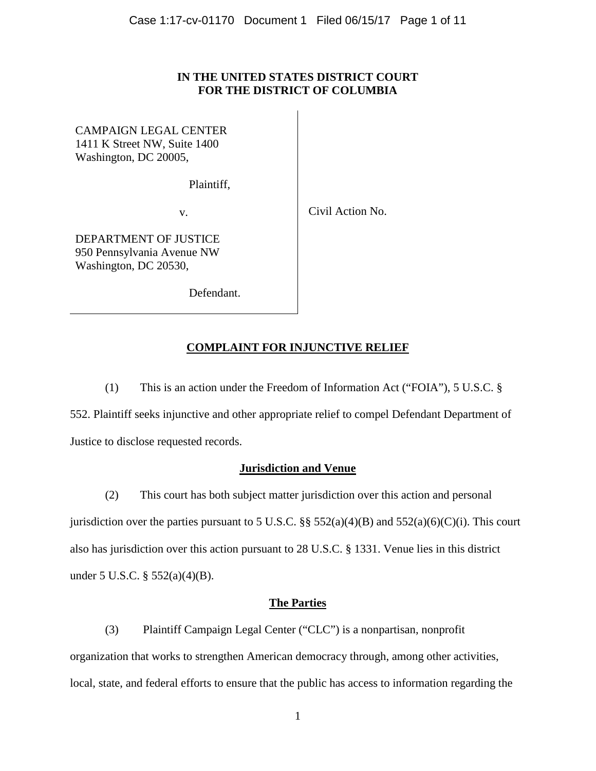**IN THE UNITED STATES DISTRICT COURT**
**FOR THE DISTRICT OF COLUMBIA**

CAMPAIGN LEGAL CENTER
1411 K Street NW, Suite 1400
Washington, DC 20005,

Plaintiff,

v.

DEPARTMENT OF JUSTICE
950 Pennsylvania Avenue NW
Washington, DC 20530,

Defendant.

Civil Action No.

## COMPLAINT FOR INJUNCTIVE RELIEF

(1) This is an action under the Freedom of Information Act ("FOIA"), 5 U.S.C. § 552. Plaintiff seeks injunctive and other appropriate relief to compel Defendant Department of Justice to disclose requested records.

### Jurisdiction and Venue

(2) This court has both subject matter jurisdiction over this action and personal jurisdiction over the parties pursuant to 5 U.S.C. §§ 552(a)(4)(B) and 552(a)(6)(C)(i). This court also has jurisdiction over this action pursuant to 28 U.S.C. § 1331. Venue lies in this district under 5 U.S.C. § 552(a)(4)(B).

### The Parties

(3) Plaintiff Campaign Legal Center ("CLC") is a nonpartisan, nonprofit organization that works to strengthen American democracy through, among other activities, local, state, and federal efforts to ensure that the public has access to information regarding the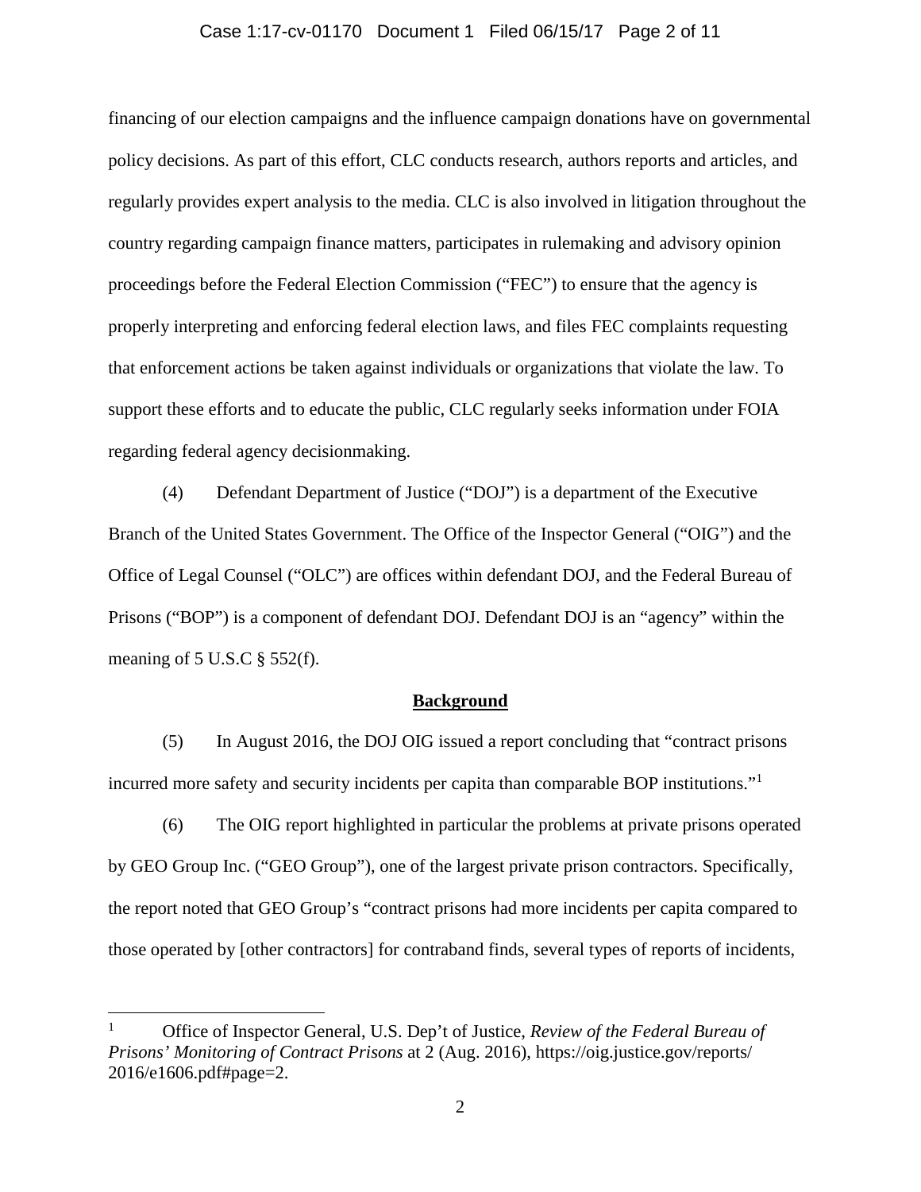financing of our election campaigns and the influence campaign donations have on governmental policy decisions. As part of this effort, CLC conducts research, authors reports and articles, and regularly provides expert analysis to the media. CLC is also involved in litigation throughout the country regarding campaign finance matters, participates in rulemaking and advisory opinion proceedings before the Federal Election Commission ("FEC") to ensure that the agency is properly interpreting and enforcing federal election laws, and files FEC complaints requesting that enforcement actions be taken against individuals or organizations that violate the law. To support these efforts and to educate the public, CLC regularly seeks information under FOIA regarding federal agency decisionmaking.

(4) Defendant Department of Justice ("DOJ") is a department of the Executive Branch of the United States Government. The Office of the Inspector General ("OIG") and the Office of Legal Counsel ("OLC") are offices within defendant DOJ, and the Federal Bureau of Prisons ("BOP") is a component of defendant DOJ. Defendant DOJ is an "agency" within the meaning of 5 U.S.C § 552(f).

## Background

(5) In August 2016, the DOJ OIG issued a report concluding that "contract prisons incurred more safety and security incidents per capita than comparable BOP institutions."[1]

(6) The OIG report highlighted in particular the problems at private prisons operated by GEO Group Inc. ("GEO Group"), one of the largest private prison contractors. Specifically, the report noted that GEO Group's "contract prisons had more incidents per capita compared to those operated by [other contractors] for contraband finds, several types of reports of incidents,

---

[1] Office of Inspector General, U.S. Dep't of Justice, *Review of the Federal Bureau of Prisons' Monitoring of Contract Prisons* at 2 (Aug. 2016), https://oig.justice.gov/reports/2016/e1606.pdf#page=2.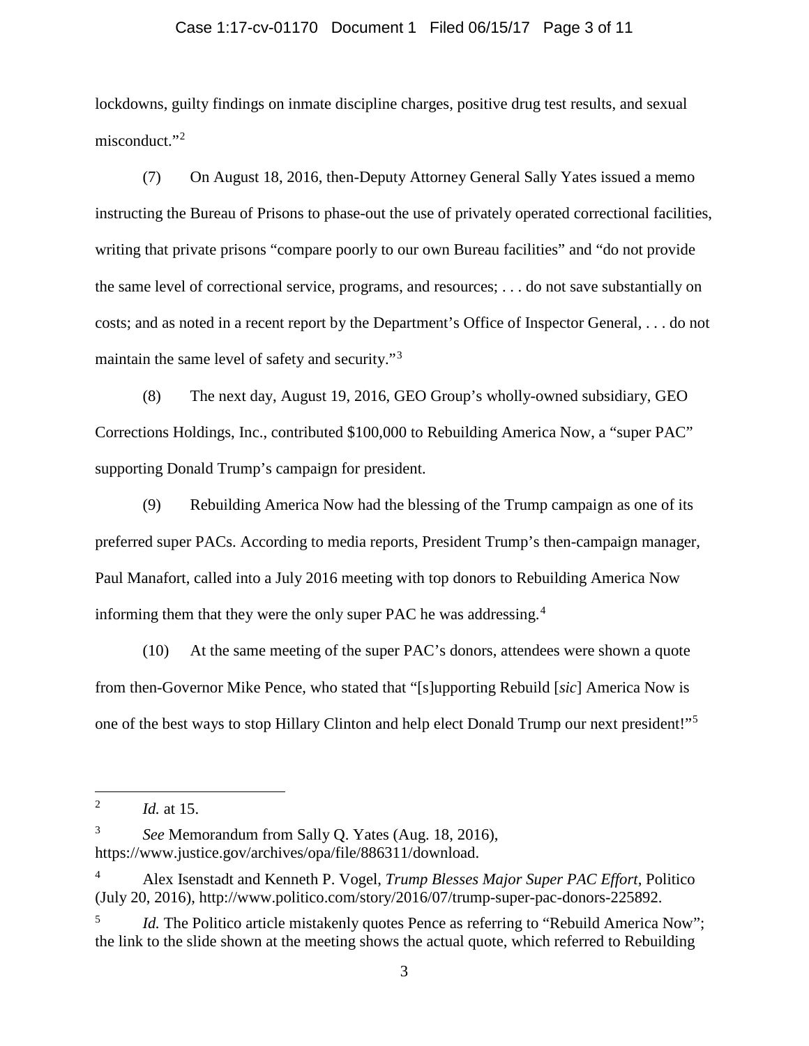lockdowns, guilty findings on inmate discipline charges, positive drug test results, and sexual misconduct."[2]

(7) On August 18, 2016, then-Deputy Attorney General Sally Yates issued a memo instructing the Bureau of Prisons to phase-out the use of privately operated correctional facilities, writing that private prisons "compare poorly to our own Bureau facilities" and "do not provide the same level of correctional service, programs, and resources; . . . do not save substantially on costs; and as noted in a recent report by the Department's Office of Inspector General, . . . do not maintain the same level of safety and security."[3]

(8) The next day, August 19, 2016, GEO Group's wholly-owned subsidiary, GEO Corrections Holdings, Inc., contributed $100,000 to Rebuilding America Now, a "super PAC" supporting Donald Trump's campaign for president.

(9) Rebuilding America Now had the blessing of the Trump campaign as one of its preferred super PACs. According to media reports, President Trump's then-campaign manager, Paul Manafort, called into a July 2016 meeting with top donors to Rebuilding America Now informing them that they were the only super PAC he was addressing.[4]

(10) At the same meeting of the super PAC's donors, attendees were shown a quote from then-Governor Mike Pence, who stated that "[s]upporting Rebuild [*sic*] America Now is one of the best ways to stop Hillary Clinton and help elect Donald Trump our next president!"[5]

---

[2] *Id.* at 15.

[3] *See* Memorandum from Sally Q. Yates (Aug. 18, 2016), https://www.justice.gov/archives/opa/file/886311/download.

[4] Alex Isenstadt and Kenneth P. Vogel, *Trump Blesses Major Super PAC Effort*, Politico (July 20, 2016), http://www.politico.com/story/2016/07/trump-super-pac-donors-225892.

[5] *Id.* The Politico article mistakenly quotes Pence as referring to "Rebuild America Now"; the link to the slide shown at the meeting shows the actual quote, which referred to Rebuilding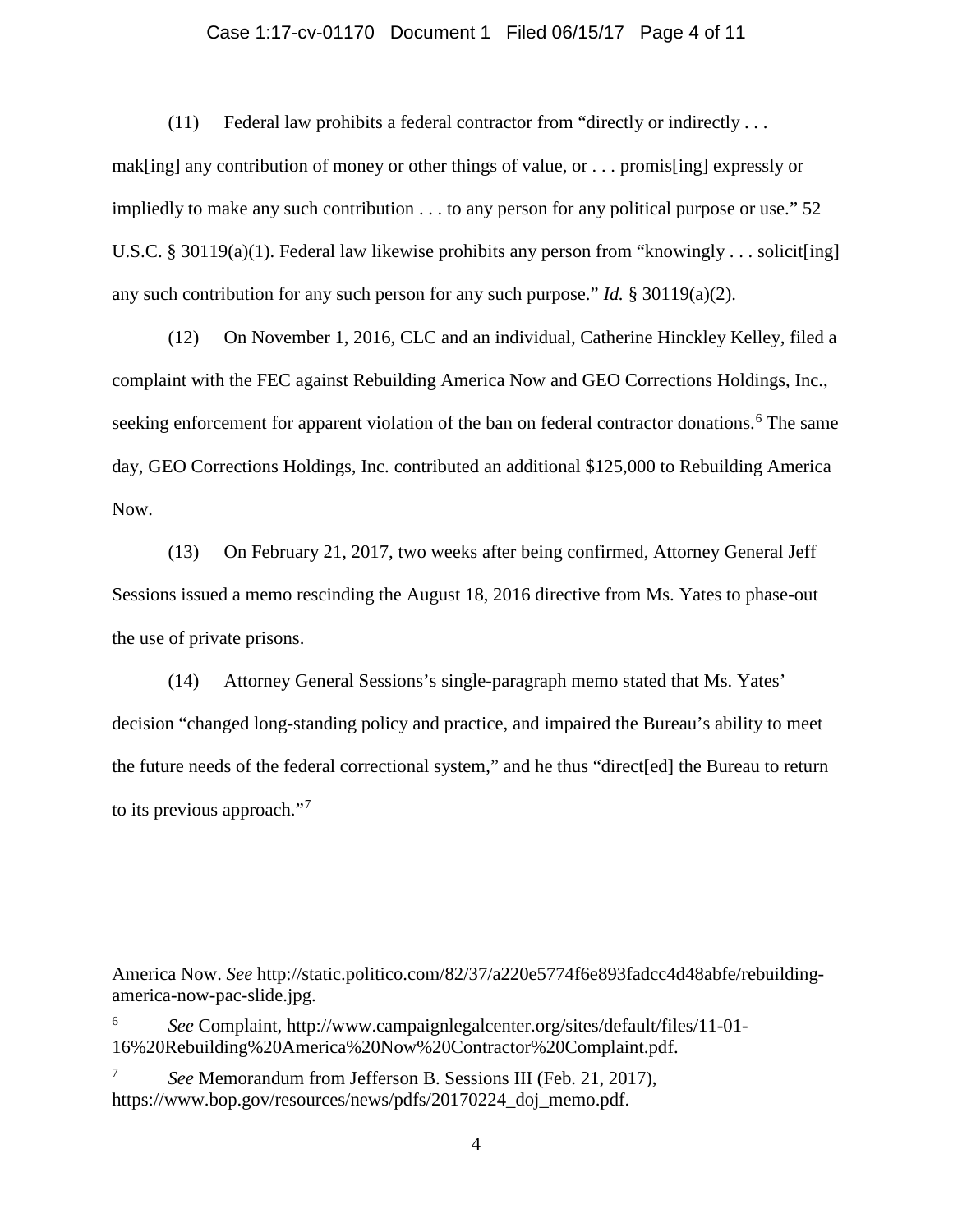(11) Federal law prohibits a federal contractor from "directly or indirectly . . . mak[ing] any contribution of money or other things of value, or . . . promis[ing] expressly or impliedly to make any such contribution . . . to any person for any political purpose or use." 52 U.S.C. § 30119(a)(1). Federal law likewise prohibits any person from "knowingly . . . solicit[ing] any such contribution for any such person for any such purpose." *Id.* § 30119(a)(2).

(12) On November 1, 2016, CLC and an individual, Catherine Hinckley Kelley, filed a complaint with the FEC against Rebuilding America Now and GEO Corrections Holdings, Inc., seeking enforcement for apparent violation of the ban on federal contractor donations.[6] The same day, GEO Corrections Holdings, Inc. contributed an additional $125,000 to Rebuilding America Now.

(13) On February 21, 2017, two weeks after being confirmed, Attorney General Jeff Sessions issued a memo rescinding the August 18, 2016 directive from Ms. Yates to phase-out the use of private prisons.

(14) Attorney General Sessions's single-paragraph memo stated that Ms. Yates' decision "changed long-standing policy and practice, and impaired the Bureau's ability to meet the future needs of the federal correctional system," and he thus "direct[ed] the Bureau to return to its previous approach."[7]

---

America Now. *See* http://static.politico.com/82/37/a220e5774f6e893fadcc4d48abfe/rebuilding-america-now-pac-slide.jpg.

[6] *See* Complaint, http://www.campaignlegalcenter.org/sites/default/files/11-01-16%20Rebuilding%20America%20Now%20Contractor%20Complaint.pdf.

[7] *See* Memorandum from Jefferson B. Sessions III (Feb. 21, 2017), https://www.bop.gov/resources/news/pdfs/20170224_doj_memo.pdf.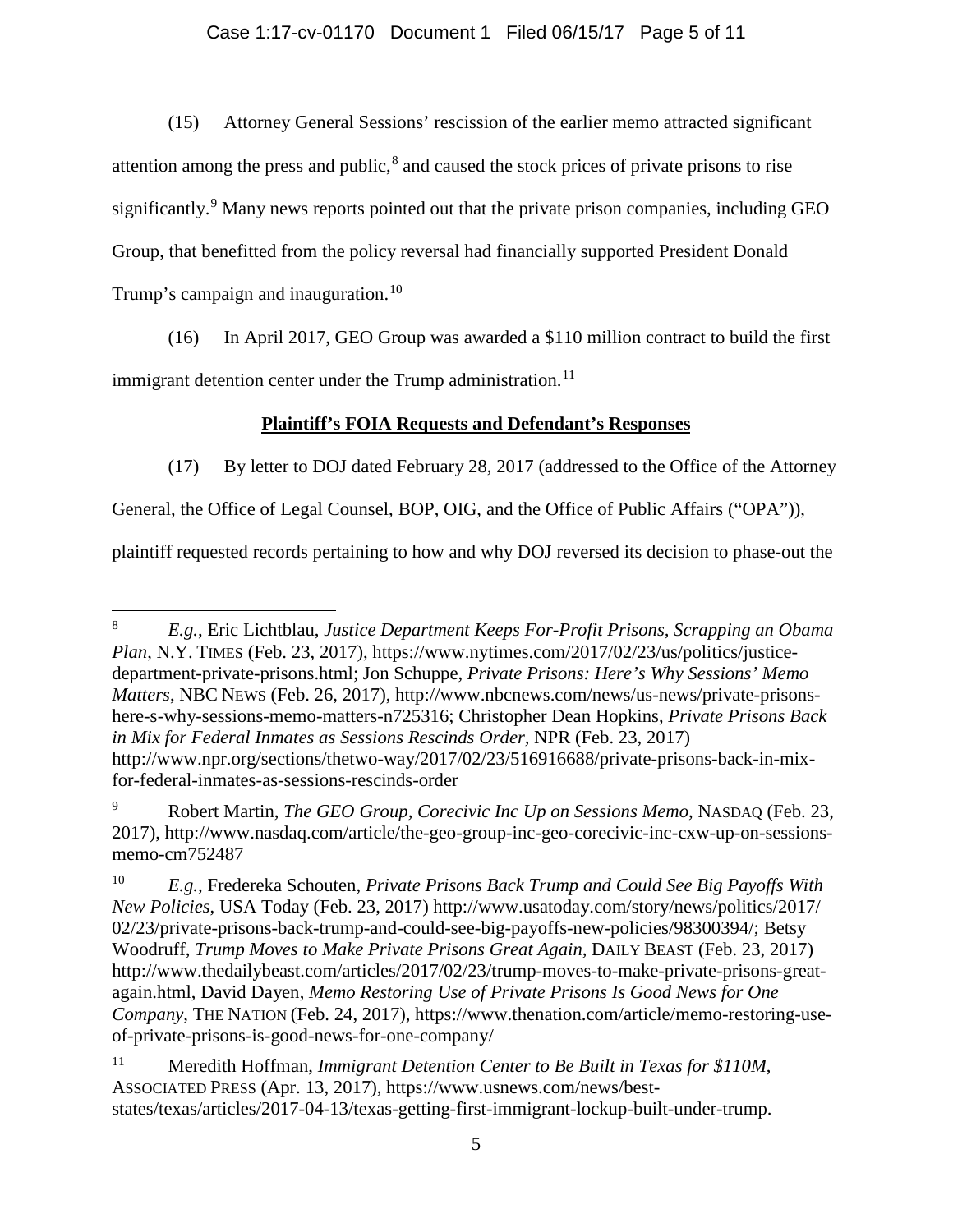(15) Attorney General Sessions' rescission of the earlier memo attracted significant attention among the press and public,[8] and caused the stock prices of private prisons to rise significantly.[9] Many news reports pointed out that the private prison companies, including GEO Group, that benefitted from the policy reversal had financially supported President Donald Trump's campaign and inauguration.[10]

(16) In April 2017, GEO Group was awarded a $110 million contract to build the first immigrant detention center under the Trump administration.[11]

**Plaintiff's FOIA Requests and Defendant's Responses**

(17) By letter to DOJ dated February 28, 2017 (addressed to the Office of the Attorney General, the Office of Legal Counsel, BOP, OIG, and the Office of Public Affairs ("OPA")), plaintiff requested records pertaining to how and why DOJ reversed its decision to phase-out the

---

[8] *E.g.*, Eric Lichtblau, *Justice Department Keeps For-Profit Prisons, Scrapping an Obama Plan*, N.Y. TIMES (Feb. 23, 2017), https://www.nytimes.com/2017/02/23/us/politics/justice-department-private-prisons.html; Jon Schuppe, *Private Prisons: Here's Why Sessions' Memo Matters*, NBC NEWS (Feb. 26, 2017), http://www.nbcnews.com/news/us-news/private-prisons-here-s-why-sessions-memo-matters-n725316; Christopher Dean Hopkins, *Private Prisons Back in Mix for Federal Inmates as Sessions Rescinds Order*, NPR (Feb. 23, 2017) http://www.npr.org/sections/thetwo-way/2017/02/23/516916688/private-prisons-back-in-mix-for-federal-inmates-as-sessions-rescinds-order

[9] Robert Martin, *The GEO Group, Corecivic Inc Up on Sessions Memo*, NASDAQ (Feb. 23, 2017), http://www.nasdaq.com/article/the-geo-group-inc-geo-corecivic-inc-cxw-up-on-sessions-memo-cm752487

[10] *E.g.*, Fredereka Schouten, *Private Prisons Back Trump and Could See Big Payoffs With New Policies*, USA Today (Feb. 23, 2017) http://www.usatoday.com/story/news/politics/2017/02/23/private-prisons-back-trump-and-could-see-big-payoffs-new-policies/98300394/; Betsy Woodruff, *Trump Moves to Make Private Prisons Great Again*, DAILY BEAST (Feb. 23, 2017) http://www.thedailybeast.com/articles/2017/02/23/trump-moves-to-make-private-prisons-great-again.html, David Dayen, *Memo Restoring Use of Private Prisons Is Good News for One Company*, THE NATION (Feb. 24, 2017), https://www.thenation.com/article/memo-restoring-use-of-private-prisons-is-good-news-for-one-company/

[11] Meredith Hoffman, *Immigrant Detention Center to Be Built in Texas for $110M*, ASSOCIATED PRESS (Apr. 13, 2017), https://www.usnews.com/news/best-states/texas/articles/2017-04-13/texas-getting-first-immigrant-lockup-built-under-trump.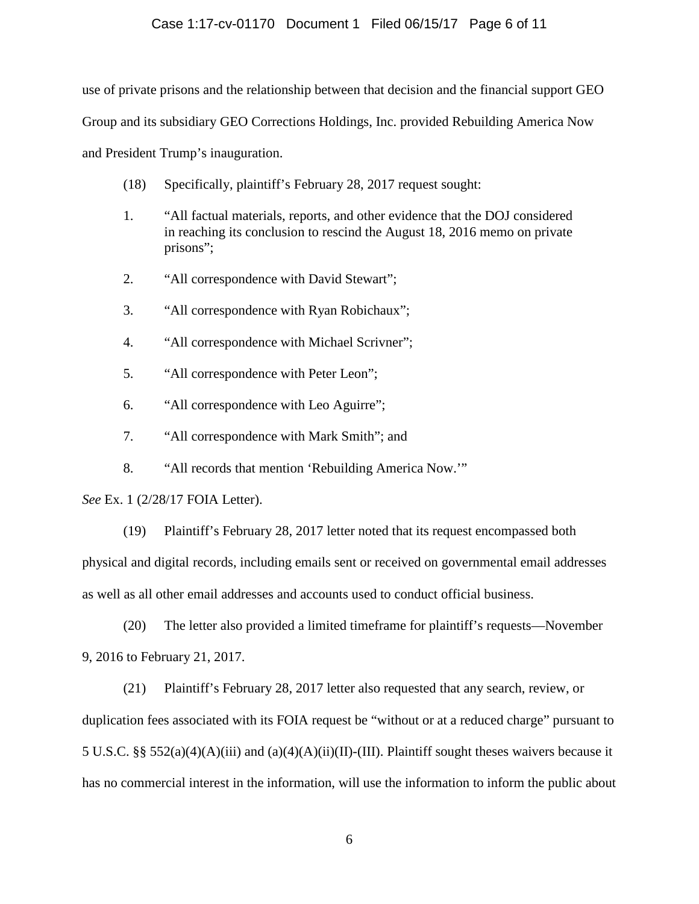use of private prisons and the relationship between that decision and the financial support GEO Group and its subsidiary GEO Corrections Holdings, Inc. provided Rebuilding America Now and President Trump's inauguration.

(18) Specifically, plaintiff's February 28, 2017 request sought:

1. "All factual materials, reports, and other evidence that the DOJ considered in reaching its conclusion to rescind the August 18, 2016 memo on private prisons";
2. "All correspondence with David Stewart";
3. "All correspondence with Ryan Robichaux";
4. "All correspondence with Michael Scrivner";
5. "All correspondence with Peter Leon";
6. "All correspondence with Leo Aguirre";
7. "All correspondence with Mark Smith"; and
8. "All records that mention 'Rebuilding America Now.'"

*See* Ex. 1 (2/28/17 FOIA Letter).

(19) Plaintiff's February 28, 2017 letter noted that its request encompassed both physical and digital records, including emails sent or received on governmental email addresses as well as all other email addresses and accounts used to conduct official business.

(20) The letter also provided a limited timeframe for plaintiff's requests—November 9, 2016 to February 21, 2017.

(21) Plaintiff's February 28, 2017 letter also requested that any search, review, or duplication fees associated with its FOIA request be "without or at a reduced charge" pursuant to 5 U.S.C. §§ 552(a)(4)(A)(iii) and (a)(4)(A)(ii)(II)-(III). Plaintiff sought theses waivers because it has no commercial interest in the information, will use the information to inform the public about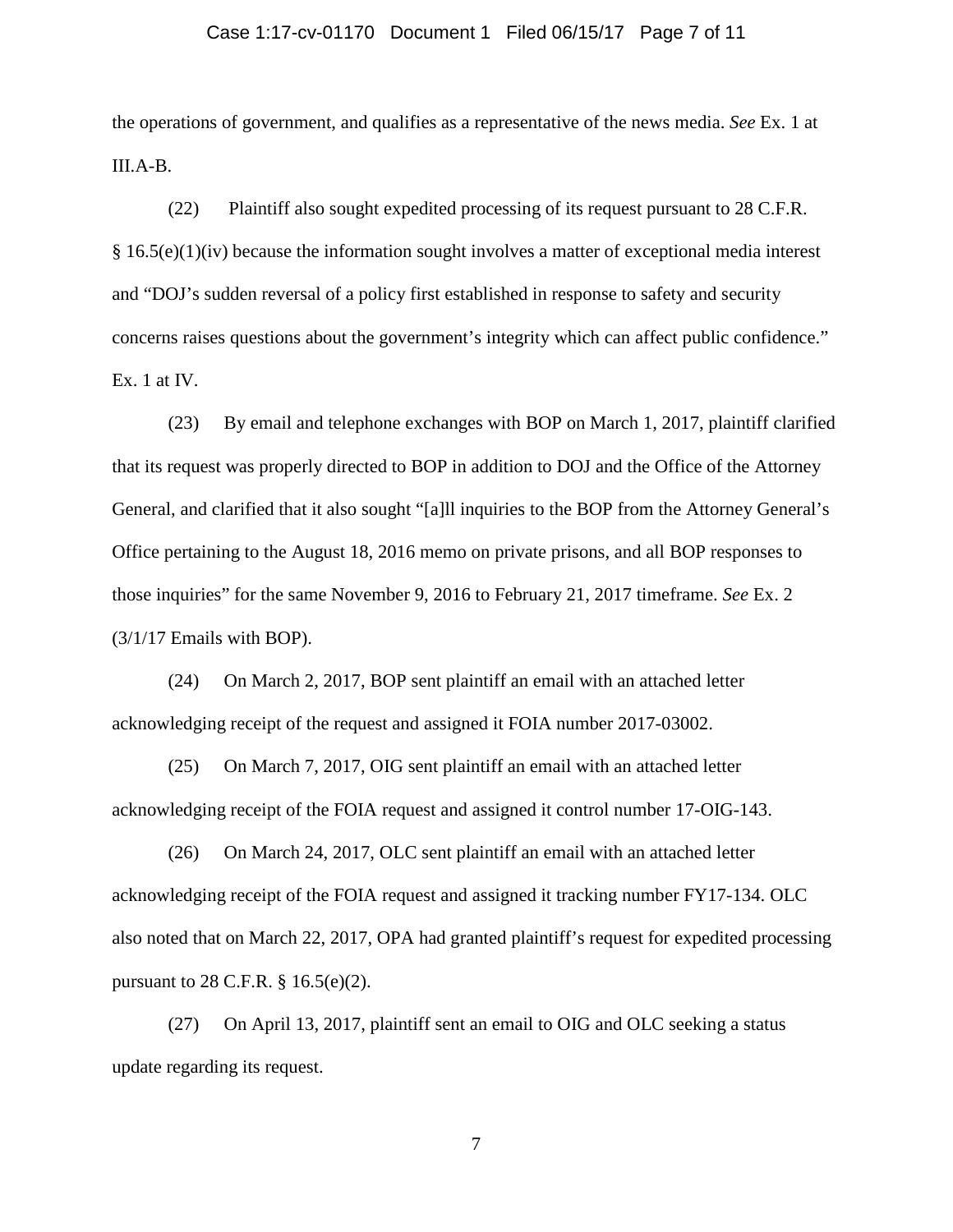the operations of government, and qualifies as a representative of the news media. *See* Ex. 1 at III.A-B.

(22) Plaintiff also sought expedited processing of its request pursuant to 28 C.F.R. § 16.5(e)(1)(iv) because the information sought involves a matter of exceptional media interest and "DOJ's sudden reversal of a policy first established in response to safety and security concerns raises questions about the government's integrity which can affect public confidence." Ex. 1 at IV.

(23) By email and telephone exchanges with BOP on March 1, 2017, plaintiff clarified that its request was properly directed to BOP in addition to DOJ and the Office of the Attorney General, and clarified that it also sought "[a]ll inquiries to the BOP from the Attorney General's Office pertaining to the August 18, 2016 memo on private prisons, and all BOP responses to those inquiries" for the same November 9, 2016 to February 21, 2017 timeframe. *See* Ex. 2 (3/1/17 Emails with BOP).

(24) On March 2, 2017, BOP sent plaintiff an email with an attached letter acknowledging receipt of the request and assigned it FOIA number 2017-03002.

(25) On March 7, 2017, OIG sent plaintiff an email with an attached letter acknowledging receipt of the FOIA request and assigned it control number 17-OIG-143.

(26) On March 24, 2017, OLC sent plaintiff an email with an attached letter acknowledging receipt of the FOIA request and assigned it tracking number FY17-134. OLC also noted that on March 22, 2017, OPA had granted plaintiff's request for expedited processing pursuant to 28 C.F.R. § 16.5(e)(2).

(27) On April 13, 2017, plaintiff sent an email to OIG and OLC seeking a status update regarding its request.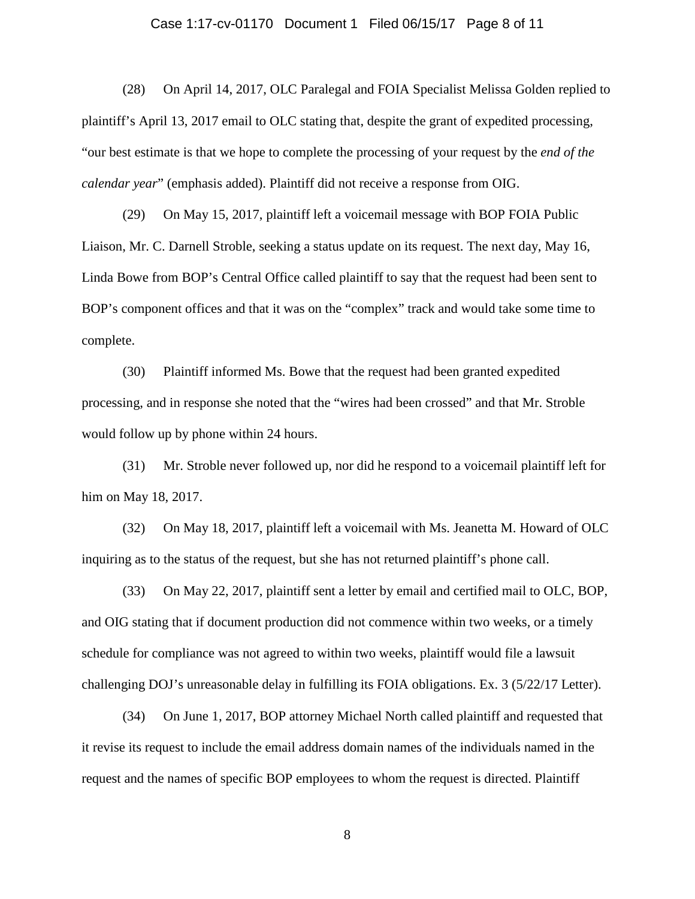(28) On April 14, 2017, OLC Paralegal and FOIA Specialist Melissa Golden replied to plaintiff's April 13, 2017 email to OLC stating that, despite the grant of expedited processing, "our best estimate is that we hope to complete the processing of your request by the *end of the calendar year*" (emphasis added). Plaintiff did not receive a response from OIG.

(29) On May 15, 2017, plaintiff left a voicemail message with BOP FOIA Public Liaison, Mr. C. Darnell Stroble, seeking a status update on its request. The next day, May 16, Linda Bowe from BOP's Central Office called plaintiff to say that the request had been sent to BOP's component offices and that it was on the "complex" track and would take some time to complete.

(30) Plaintiff informed Ms. Bowe that the request had been granted expedited processing, and in response she noted that the "wires had been crossed" and that Mr. Stroble would follow up by phone within 24 hours.

(31) Mr. Stroble never followed up, nor did he respond to a voicemail plaintiff left for him on May 18, 2017.

(32) On May 18, 2017, plaintiff left a voicemail with Ms. Jeanetta M. Howard of OLC inquiring as to the status of the request, but she has not returned plaintiff's phone call.

(33) On May 22, 2017, plaintiff sent a letter by email and certified mail to OLC, BOP, and OIG stating that if document production did not commence within two weeks, or a timely schedule for compliance was not agreed to within two weeks, plaintiff would file a lawsuit challenging DOJ's unreasonable delay in fulfilling its FOIA obligations. Ex. 3 (5/22/17 Letter).

(34) On June 1, 2017, BOP attorney Michael North called plaintiff and requested that it revise its request to include the email address domain names of the individuals named in the request and the names of specific BOP employees to whom the request is directed. Plaintiff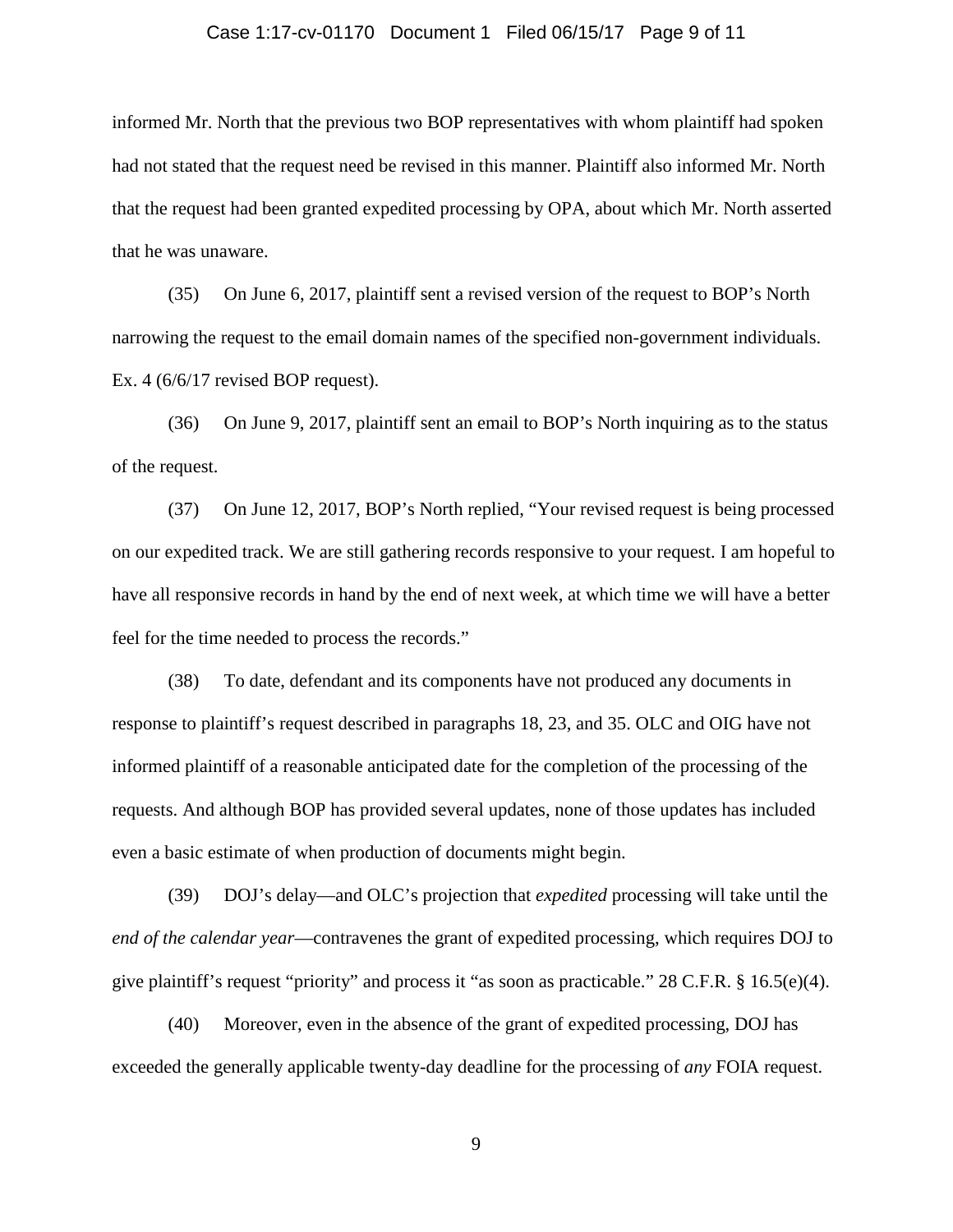informed Mr. North that the previous two BOP representatives with whom plaintiff had spoken had not stated that the request need be revised in this manner. Plaintiff also informed Mr. North that the request had been granted expedited processing by OPA, about which Mr. North asserted that he was unaware.

(35) On June 6, 2017, plaintiff sent a revised version of the request to BOP's North narrowing the request to the email domain names of the specified non-government individuals. Ex. 4 (6/6/17 revised BOP request).

(36) On June 9, 2017, plaintiff sent an email to BOP's North inquiring as to the status of the request.

(37) On June 12, 2017, BOP's North replied, "Your revised request is being processed on our expedited track. We are still gathering records responsive to your request. I am hopeful to have all responsive records in hand by the end of next week, at which time we will have a better feel for the time needed to process the records."

(38) To date, defendant and its components have not produced any documents in response to plaintiff's request described in paragraphs 18, 23, and 35. OLC and OIG have not informed plaintiff of a reasonable anticipated date for the completion of the processing of the requests. And although BOP has provided several updates, none of those updates has included even a basic estimate of when production of documents might begin.

(39) DOJ's delay—and OLC's projection that *expedited* processing will take until the *end of the calendar year*—contravenes the grant of expedited processing, which requires DOJ to give plaintiff's request "priority" and process it "as soon as practicable." 28 C.F.R. § 16.5(e)(4).

(40) Moreover, even in the absence of the grant of expedited processing, DOJ has exceeded the generally applicable twenty-day deadline for the processing of *any* FOIA request.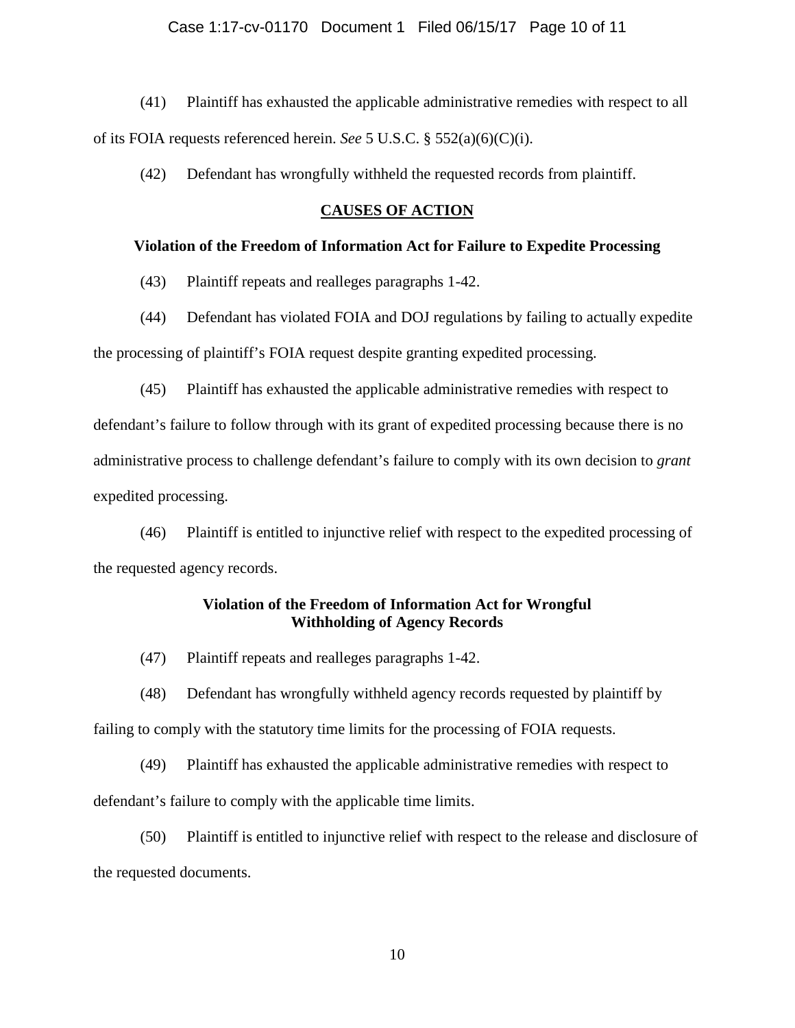(41) Plaintiff has exhausted the applicable administrative remedies with respect to all of its FOIA requests referenced herein. *See* 5 U.S.C. § 552(a)(6)(C)(i).

(42) Defendant has wrongfully withheld the requested records from plaintiff.

## CAUSES OF ACTION

### Violation of the Freedom of Information Act for Failure to Expedite Processing

(43) Plaintiff repeats and realleges paragraphs 1-42.

(44) Defendant has violated FOIA and DOJ regulations by failing to actually expedite the processing of plaintiff's FOIA request despite granting expedited processing.

(45) Plaintiff has exhausted the applicable administrative remedies with respect to defendant's failure to follow through with its grant of expedited processing because there is no administrative process to challenge defendant's failure to comply with its own decision to *grant* expedited processing.

(46) Plaintiff is entitled to injunctive relief with respect to the expedited processing of the requested agency records.

### Violation of the Freedom of Information Act for Wrongful Withholding of Agency Records

(47) Plaintiff repeats and realleges paragraphs 1-42.

(48) Defendant has wrongfully withheld agency records requested by plaintiff by failing to comply with the statutory time limits for the processing of FOIA requests.

(49) Plaintiff has exhausted the applicable administrative remedies with respect to defendant's failure to comply with the applicable time limits.

(50) Plaintiff is entitled to injunctive relief with respect to the release and disclosure of the requested documents.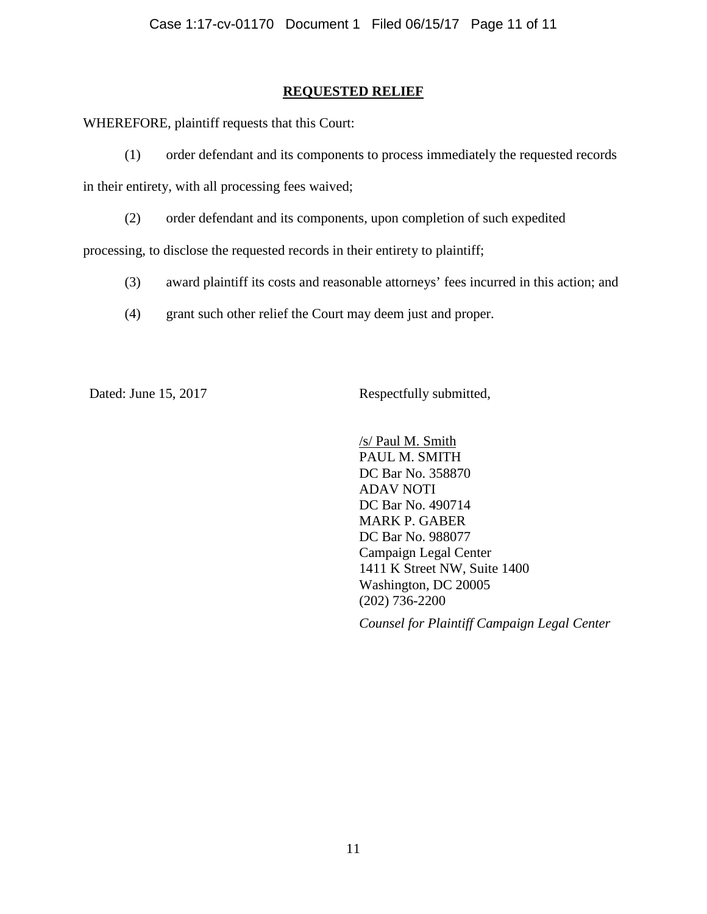## **REQUESTED RELIEF**

WHEREFORE, plaintiff requests that this Court:

(1) order defendant and its components to process immediately the requested records in their entirety, with all processing fees waived;

(2) order defendant and its components, upon completion of such expedited processing, to disclose the requested records in their entirety to plaintiff;

(3) award plaintiff its costs and reasonable attorneys' fees incurred in this action; and

(4) grant such other relief the Court may deem just and proper.

Dated: June 15, 2017

Respectfully submitted,

/s/ Paul M. Smith
PAUL M. SMITH
DC Bar No. 358870
ADAV NOTI
DC Bar No. 490714
MARK P. GABER
DC Bar No. 988077
Campaign Legal Center
1411 K Street NW, Suite 1400
Washington, DC 20005
(202) 736-2200

*Counsel for Plaintiff Campaign Legal Center*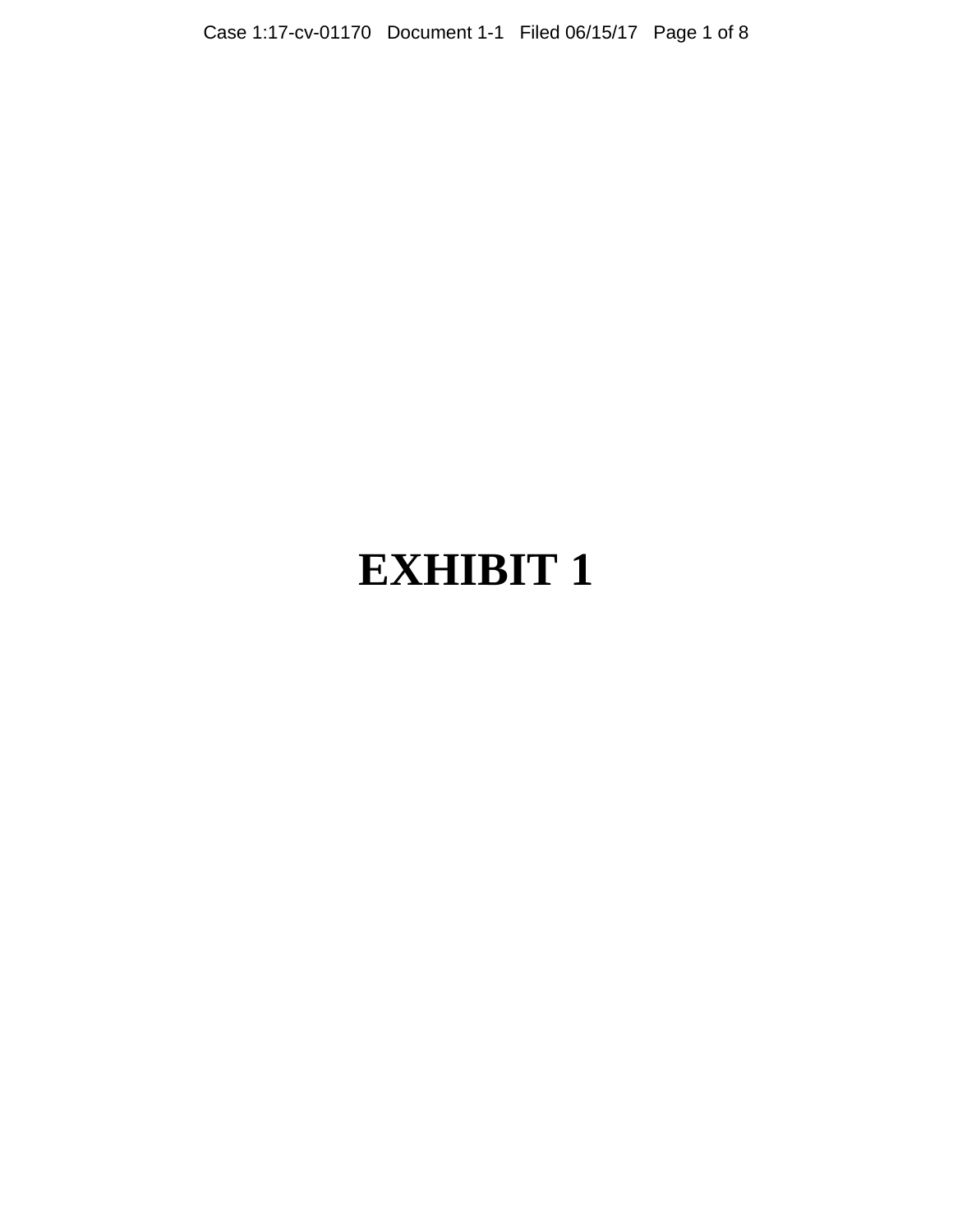# EXHIBIT 1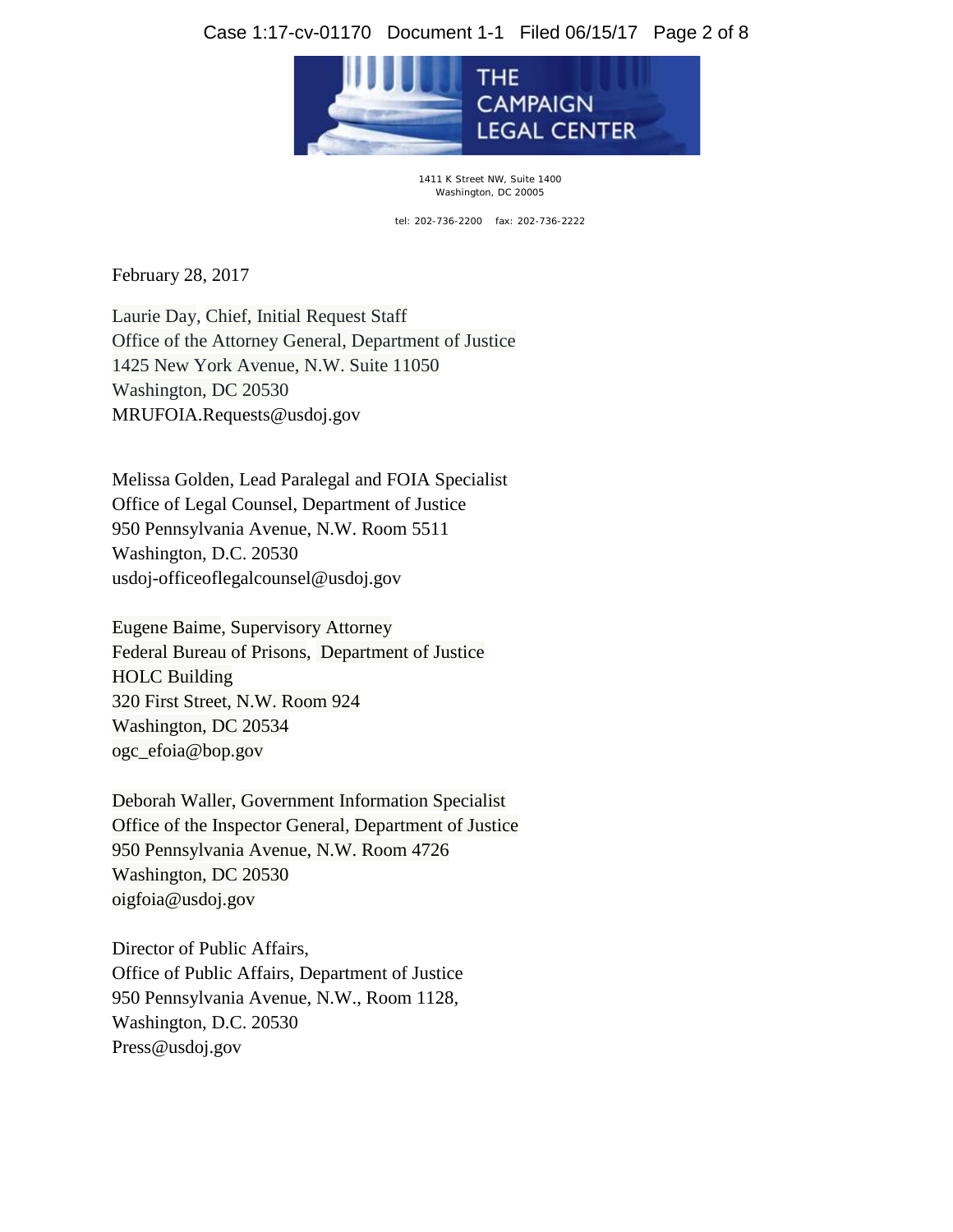THE CAMPAIGN LEGAL CENTER

1411 K Street NW, Suite 1400
Washington, DC 20005

tel: 202-736-2200 fax: 202-736-2222

February 28, 2017

Laurie Day, Chief, Initial Request Staff
Office of the Attorney General, Department of Justice
1425 New York Avenue, N.W. Suite 11050
Washington, DC 20530
MRUFOIA.Requests@usdoj.gov

Melissa Golden, Lead Paralegal and FOIA Specialist
Office of Legal Counsel, Department of Justice
950 Pennsylvania Avenue, N.W. Room 5511
Washington, D.C. 20530
usdoj-officeoflegalcounsel@usdoj.gov

Eugene Baime, Supervisory Attorney
Federal Bureau of Prisons, Department of Justice
HOLC Building
320 First Street, N.W. Room 924
Washington, DC 20534
ogc_efoia@bop.gov

Deborah Waller, Government Information Specialist
Office of the Inspector General, Department of Justice
950 Pennsylvania Avenue, N.W. Room 4726
Washington, DC 20530
oigfoia@usdoj.gov

Director of Public Affairs,
Office of Public Affairs, Department of Justice
950 Pennsylvania Avenue, N.W., Room 1128,
Washington, D.C. 20530
Press@usdoj.gov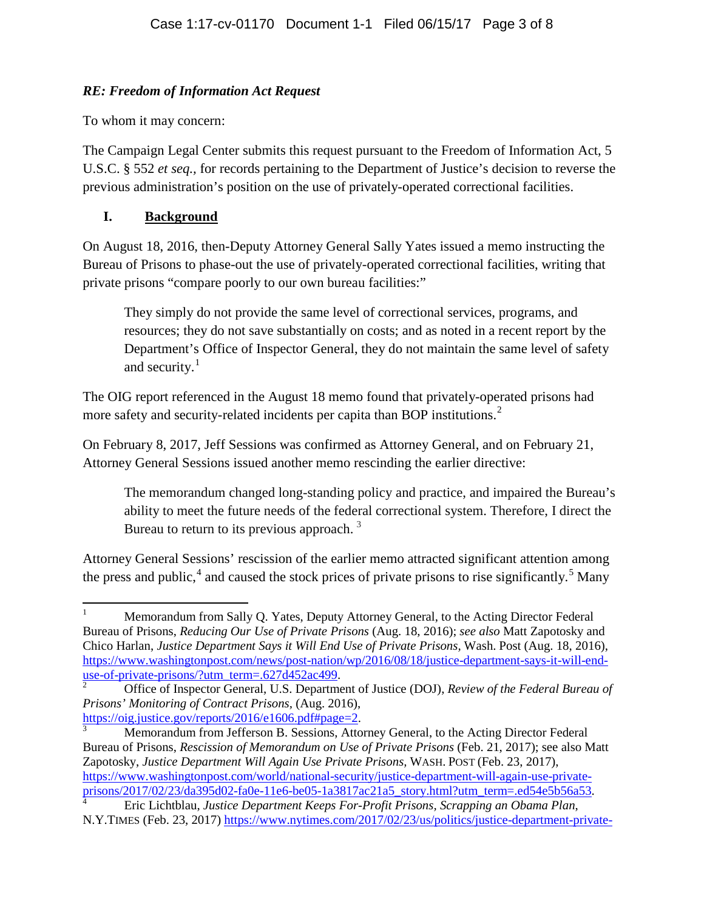***RE: Freedom of Information Act Request***

To whom it may concern:

The Campaign Legal Center submits this request pursuant to the Freedom of Information Act, 5 U.S.C. § 552 *et seq.*, for records pertaining to the Department of Justice's decision to reverse the previous administration's position on the use of privately-operated correctional facilities.

## I. Background

On August 18, 2016, then-Deputy Attorney General Sally Yates issued a memo instructing the Bureau of Prisons to phase-out the use of privately-operated correctional facilities, writing that private prisons "compare poorly to our own bureau facilities:"

> They simply do not provide the same level of correctional services, programs, and resources; they do not save substantially on costs; and as noted in a recent report by the Department's Office of Inspector General, they do not maintain the same level of safety and security.[1]

The OIG report referenced in the August 18 memo found that privately-operated prisons had more safety and security-related incidents per capita than BOP institutions.[2]

On February 8, 2017, Jeff Sessions was confirmed as Attorney General, and on February 21, Attorney General Sessions issued another memo rescinding the earlier directive:

> The memorandum changed long-standing policy and practice, and impaired the Bureau's ability to meet the future needs of the federal correctional system. Therefore, I direct the Bureau to return to its previous approach. [3]

Attorney General Sessions' rescission of the earlier memo attracted significant attention among the press and public,[4] and caused the stock prices of private prisons to rise significantly.[5] Many

---

[1] Memorandum from Sally Q. Yates, Deputy Attorney General, to the Acting Director Federal Bureau of Prisons, *Reducing Our Use of Private Prisons* (Aug. 18, 2016); *see also* Matt Zapotosky and Chico Harlan, *Justice Department Says it Will End Use of Private Prisons*, Wash. Post (Aug. 18, 2016), https://www.washingtonpost.com/news/post-nation/wp/2016/08/18/justice-department-says-it-will-end-use-of-private-prisons/?utm_term=.627d452ac499.

[2] Office of Inspector General, U.S. Department of Justice (DOJ), *Review of the Federal Bureau of Prisons' Monitoring of Contract Prisons*, (Aug. 2016), https://oig.justice.gov/reports/2016/e1606.pdf#page=2.

[3] Memorandum from Jefferson B. Sessions, Attorney General, to the Acting Director Federal Bureau of Prisons, *Rescission of Memorandum on Use of Private Prisons* (Feb. 21, 2017); see also Matt Zapotosky, *Justice Department Will Again Use Private Prisons*, WASH. POST (Feb. 23, 2017), https://www.washingtonpost.com/world/national-security/justice-department-will-again-use-private-prisons/2017/02/23/da395d02-fa0e-11e6-be05-1a3817ac21a5_story.html?utm_term=.ed54e5b56a53.

[4] Eric Lichtblau, *Justice Department Keeps For-Profit Prisons, Scrapping an Obama Plan*, N.Y.TIMES (Feb. 23, 2017) https://www.nytimes.com/2017/02/23/us/politics/justice-department-private-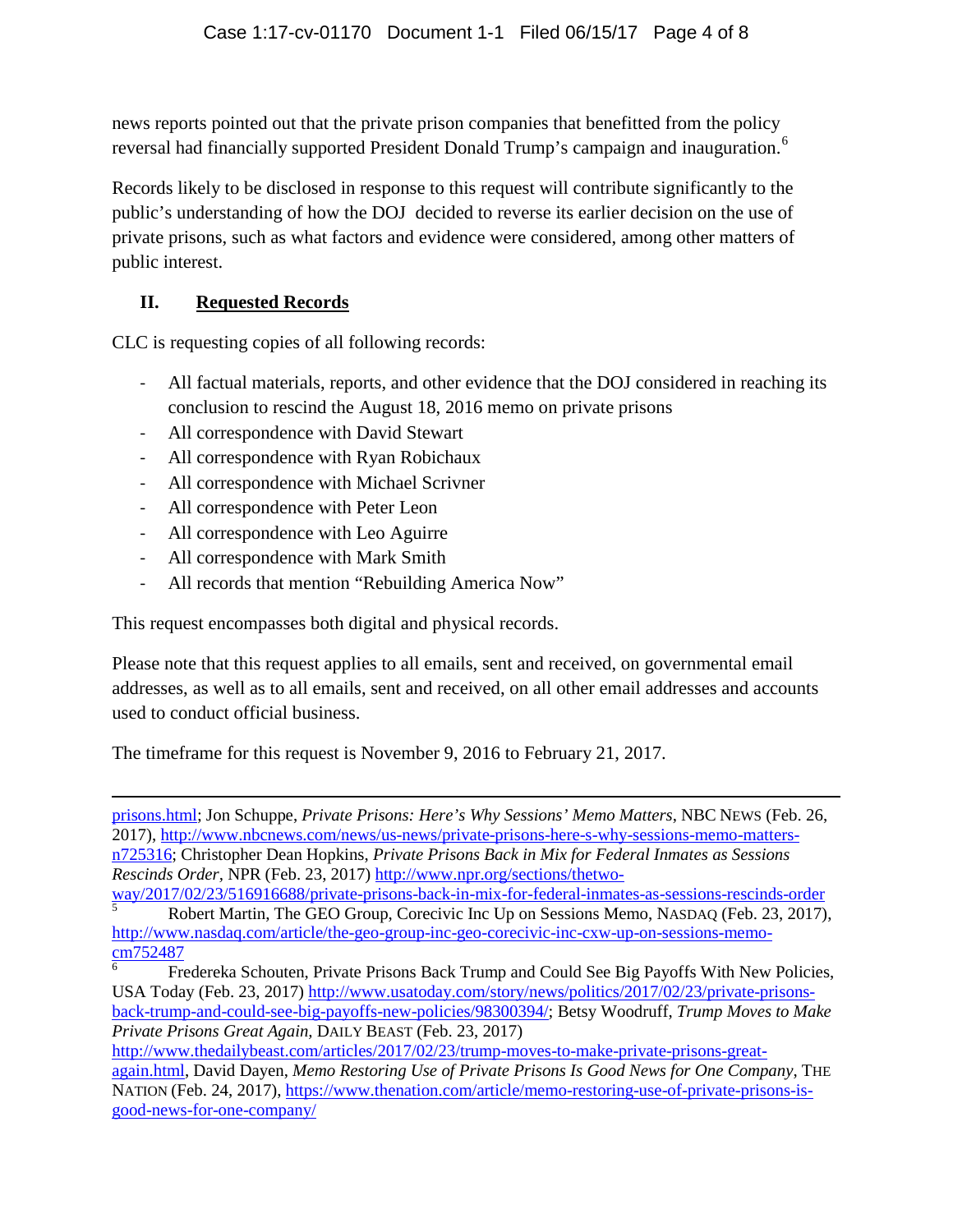news reports pointed out that the private prison companies that benefitted from the policy reversal had financially supported President Donald Trump's campaign and inauguration.[6]

Records likely to be disclosed in response to this request will contribute significantly to the public's understanding of how the DOJ decided to reverse its earlier decision on the use of private prisons, such as what factors and evidence were considered, among other matters of public interest.

## II. Requested Records

CLC is requesting copies of all following records:

- All factual materials, reports, and other evidence that the DOJ considered in reaching its conclusion to rescind the August 18, 2016 memo on private prisons
- All correspondence with David Stewart
- All correspondence with Ryan Robichaux
- All correspondence with Michael Scrivner
- All correspondence with Peter Leon
- All correspondence with Leo Aguirre
- All correspondence with Mark Smith
- All records that mention "Rebuilding America Now"

This request encompasses both digital and physical records.

Please note that this request applies to all emails, sent and received, on governmental email addresses, as well as to all emails, sent and received, on all other email addresses and accounts used to conduct official business.

The timeframe for this request is November 9, 2016 to February 21, 2017.

---

prisons.html; Jon Schuppe, *Private Prisons: Here's Why Sessions' Memo Matters*, NBC NEWS (Feb. 26, 2017), http://www.nbcnews.com/news/us-news/private-prisons-here-s-why-sessions-memo-matters-n725316; Christopher Dean Hopkins, *Private Prisons Back in Mix for Federal Inmates as Sessions Rescinds Order*, NPR (Feb. 23, 2017) http://www.npr.org/sections/thetwo-way/2017/02/23/516916688/private-prisons-back-in-mix-for-federal-inmates-as-sessions-rescinds-order

[5] Robert Martin, The GEO Group, Corecivic Inc Up on Sessions Memo, NASDAQ (Feb. 23, 2017), http://www.nasdaq.com/article/the-geo-group-inc-geo-corecivic-inc-cxw-up-on-sessions-memo-cm752487

[6] Fredereka Schouten, Private Prisons Back Trump and Could See Big Payoffs With New Policies, USA Today (Feb. 23, 2017) http://www.usatoday.com/story/news/politics/2017/02/23/private-prisons-back-trump-and-could-see-big-payoffs-new-policies/98300394/; Betsy Woodruff, *Trump Moves to Make Private Prisons Great Again*, DAILY BEAST (Feb. 23, 2017) http://www.thedailybeast.com/articles/2017/02/23/trump-moves-to-make-private-prisons-great-again.html, David Dayen, *Memo Restoring Use of Private Prisons Is Good News for One Company*, THE NATION (Feb. 24, 2017), https://www.thenation.com/article/memo-restoring-use-of-private-prisons-is-good-news-for-one-company/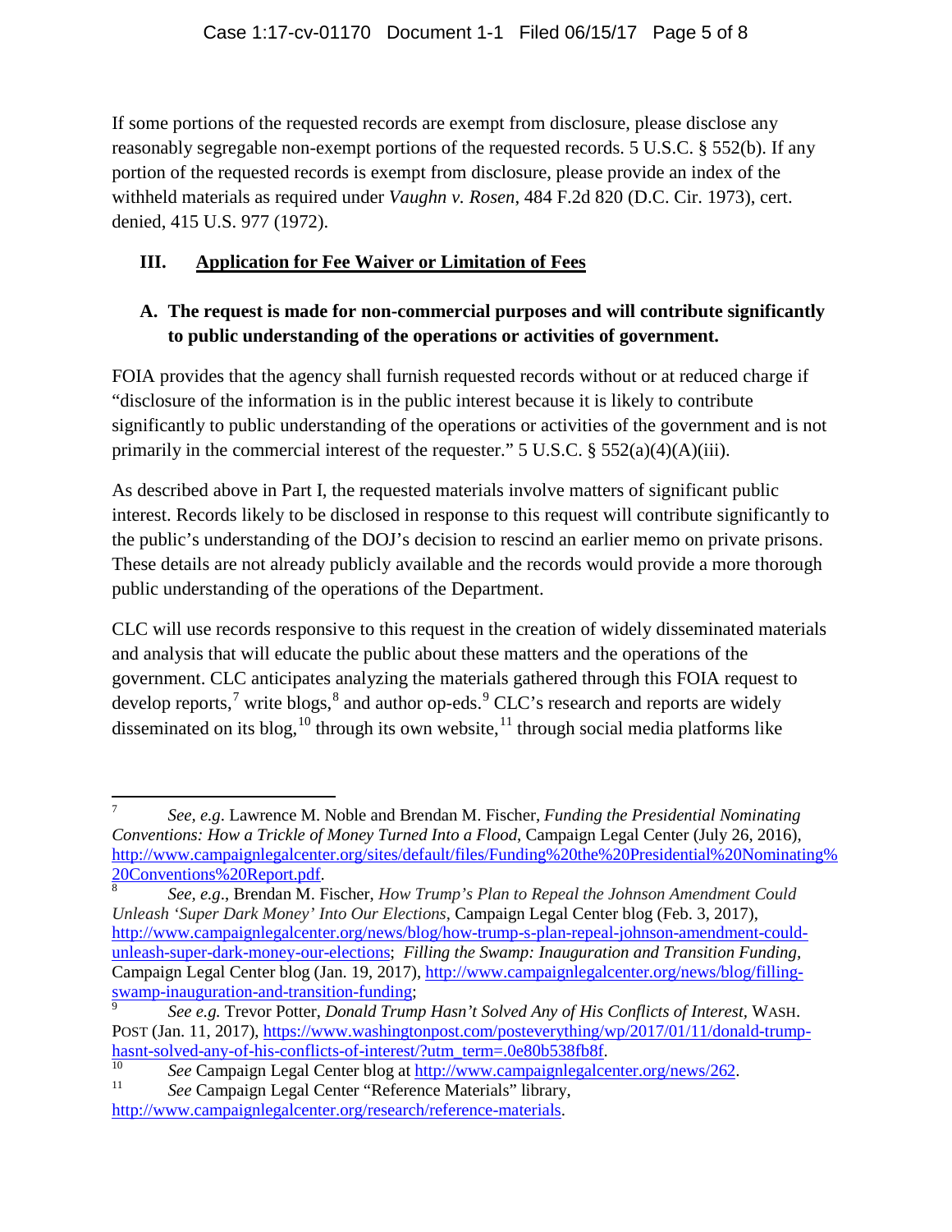If some portions of the requested records are exempt from disclosure, please disclose any reasonably segregable non-exempt portions of the requested records. 5 U.S.C. § 552(b). If any portion of the requested records is exempt from disclosure, please provide an index of the withheld materials as required under *Vaughn v. Rosen*, 484 F.2d 820 (D.C. Cir. 1973), cert. denied, 415 U.S. 977 (1972).

## III. Application for Fee Waiver or Limitation of Fees

### A. The request is made for non-commercial purposes and will contribute significantly to public understanding of the operations or activities of government.

FOIA provides that the agency shall furnish requested records without or at reduced charge if "disclosure of the information is in the public interest because it is likely to contribute significantly to public understanding of the operations or activities of the government and is not primarily in the commercial interest of the requester." 5 U.S.C. § 552(a)(4)(A)(iii).

As described above in Part I, the requested materials involve matters of significant public interest. Records likely to be disclosed in response to this request will contribute significantly to the public's understanding of the DOJ's decision to rescind an earlier memo on private prisons. These details are not already publicly available and the records would provide a more thorough public understanding of the operations of the Department.

CLC will use records responsive to this request in the creation of widely disseminated materials and analysis that will educate the public about these matters and the operations of the government. CLC anticipates analyzing the materials gathered through this FOIA request to develop reports,[7] write blogs,[8] and author op-eds.[9] CLC's research and reports are widely disseminated on its blog,[10] through its own website,[11] through social media platforms like

---

[7] *See, e.g*. Lawrence M. Noble and Brendan M. Fischer, *Funding the Presidential Nominating Conventions: How a Trickle of Money Turned Into a Flood*, Campaign Legal Center (July 26, 2016), http://www.campaignlegalcenter.org/sites/default/files/Funding%20the%20Presidential%20Nominating%20Conventions%20Report.pdf.

[8] *See, e.g*., Brendan M. Fischer, *How Trump's Plan to Repeal the Johnson Amendment Could Unleash 'Super Dark Money' Into Our Elections*, Campaign Legal Center blog (Feb. 3, 2017), http://www.campaignlegalcenter.org/news/blog/how-trump-s-plan-repeal-johnson-amendment-could-unleash-super-dark-money-our-elections; *Filling the Swamp: Inauguration and Transition Funding*, Campaign Legal Center blog (Jan. 19, 2017), http://www.campaignlegalcenter.org/news/blog/filling-swamp-inauguration-and-transition-funding;

[9] *See e.g.* Trevor Potter, *Donald Trump Hasn't Solved Any of His Conflicts of Interest*, WASH. POST (Jan. 11, 2017), https://www.washingtonpost.com/posteverything/wp/2017/01/11/donald-trump-hasnt-solved-any-of-his-conflicts-of-interest/?utm_term=.0e80b538fb8f.

[10] *See* Campaign Legal Center blog at http://www.campaignlegalcenter.org/news/262.

[11] *See* Campaign Legal Center "Reference Materials" library, http://www.campaignlegalcenter.org/research/reference-materials.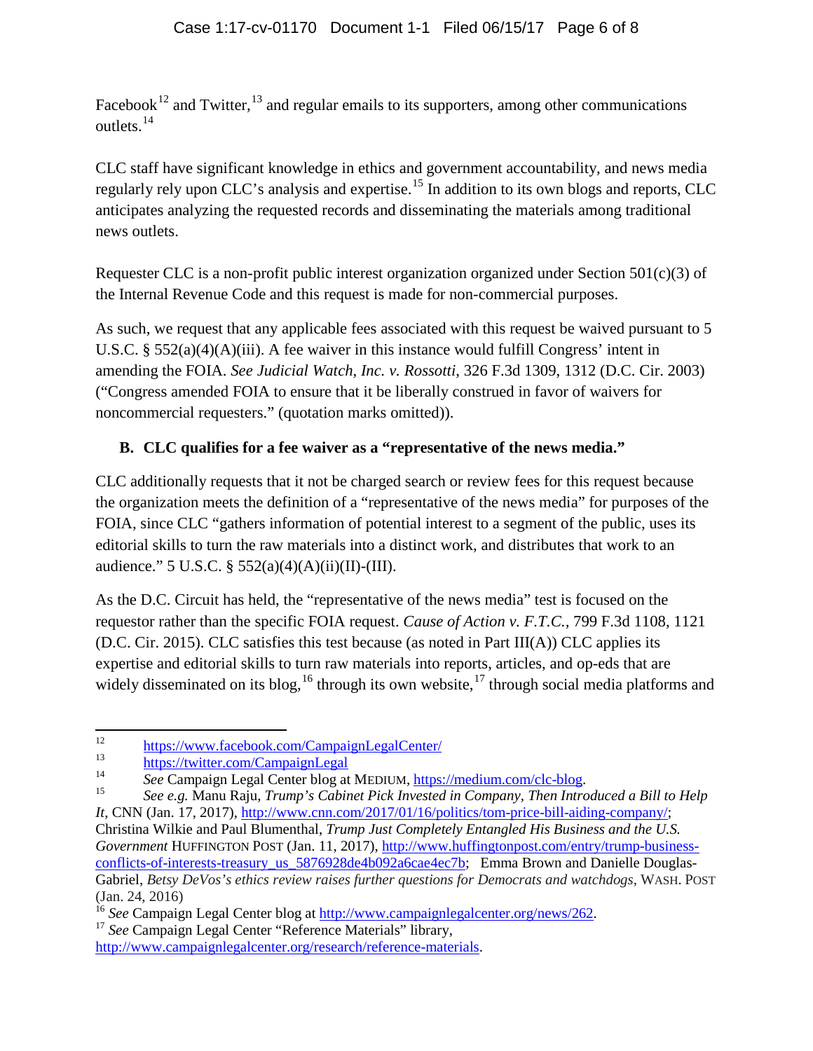Facebook[12] and Twitter,[13] and regular emails to its supporters, among other communications outlets.[14]

CLC staff have significant knowledge in ethics and government accountability, and news media regularly rely upon CLC's analysis and expertise.[15] In addition to its own blogs and reports, CLC anticipates analyzing the requested records and disseminating the materials among traditional news outlets.

Requester CLC is a non-profit public interest organization organized under Section 501(c)(3) of the Internal Revenue Code and this request is made for non-commercial purposes.

As such, we request that any applicable fees associated with this request be waived pursuant to 5 U.S.C. § 552(a)(4)(A)(iii). A fee waiver in this instance would fulfill Congress' intent in amending the FOIA. *See Judicial Watch, Inc. v. Rossotti*, 326 F.3d 1309, 1312 (D.C. Cir. 2003) ("Congress amended FOIA to ensure that it be liberally construed in favor of waivers for noncommercial requesters." (quotation marks omitted)).

**B. CLC qualifies for a fee waiver as a "representative of the news media."**

CLC additionally requests that it not be charged search or review fees for this request because the organization meets the definition of a "representative of the news media" for purposes of the FOIA, since CLC "gathers information of potential interest to a segment of the public, uses its editorial skills to turn the raw materials into a distinct work, and distributes that work to an audience." 5 U.S.C. § 552(a)(4)(A)(ii)(II)-(III).

As the D.C. Circuit has held, the "representative of the news media" test is focused on the requestor rather than the specific FOIA request. *Cause of Action v. F.T.C.*, 799 F.3d 1108, 1121 (D.C. Cir. 2015). CLC satisfies this test because (as noted in Part III(A)) CLC applies its expertise and editorial skills to turn raw materials into reports, articles, and op-eds that are widely disseminated on its blog,[16] through its own website,[17] through social media platforms and

---

[12] https://www.facebook.com/CampaignLegalCenter/

[13] https://twitter.com/CampaignLegal

[14] *See* Campaign Legal Center blog at MEDIUM, https://medium.com/clc-blog.

[15] *See e.g.* Manu Raju, *Trump's Cabinet Pick Invested in Company, Then Introduced a Bill to Help It*, CNN (Jan. 17, 2017), http://www.cnn.com/2017/01/16/politics/tom-price-bill-aiding-company/; Christina Wilkie and Paul Blumenthal, *Trump Just Completely Entangled His Business and the U.S. Government* HUFFINGTON POST (Jan. 11, 2017), http://www.huffingtonpost.com/entry/trump-business-conflicts-of-interests-treasury_us_5876928de4b092a6cae4ec7b; Emma Brown and Danielle Douglas-Gabriel, *Betsy DeVos's ethics review raises further questions for Democrats and watchdogs*, WASH. POST (Jan. 24, 2016)

[16] *See* Campaign Legal Center blog at http://www.campaignlegalcenter.org/news/262.

[17] *See* Campaign Legal Center "Reference Materials" library, http://www.campaignlegalcenter.org/research/reference-materials.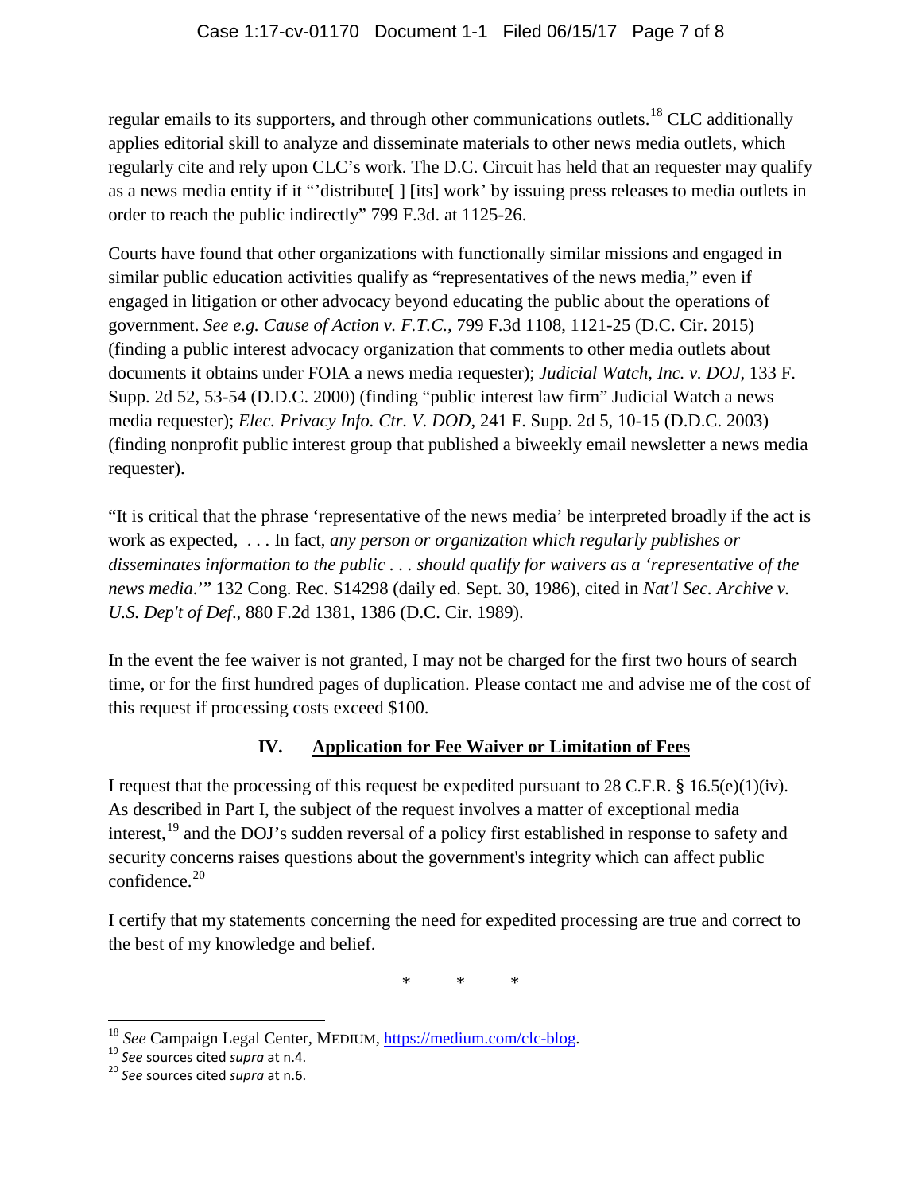regular emails to its supporters, and through other communications outlets.[18] CLC additionally applies editorial skill to analyze and disseminate materials to other news media outlets, which regularly cite and rely upon CLC's work. The D.C. Circuit has held that an requester may qualify as a news media entity if it "'distribute[ ] [its] work' by issuing press releases to media outlets in order to reach the public indirectly" 799 F.3d. at 1125-26.

Courts have found that other organizations with functionally similar missions and engaged in similar public education activities qualify as "representatives of the news media," even if engaged in litigation or other advocacy beyond educating the public about the operations of government. *See e.g. Cause of Action v. F.T.C.*, 799 F.3d 1108, 1121-25 (D.C. Cir. 2015) (finding a public interest advocacy organization that comments to other media outlets about documents it obtains under FOIA a news media requester); *Judicial Watch, Inc. v. DOJ*, 133 F. Supp. 2d 52, 53-54 (D.D.C. 2000) (finding "public interest law firm" Judicial Watch a news media requester); *Elec. Privacy Info. Ctr. V. DOD*, 241 F. Supp. 2d 5, 10-15 (D.D.C. 2003) (finding nonprofit public interest group that published a biweekly email newsletter a news media requester).

"It is critical that the phrase 'representative of the news media' be interpreted broadly if the act is work as expected, . . . In fact, *any person or organization which regularly publishes or disseminates information to the public . . . should qualify for waivers as a 'representative of the news media*.'" 132 Cong. Rec. S14298 (daily ed. Sept. 30, 1986), cited in *Nat'l Sec. Archive v. U.S. Dep't of Def*., 880 F.2d 1381, 1386 (D.C. Cir. 1989).

In the event the fee waiver is not granted, I may not be charged for the first two hours of search time, or for the first hundred pages of duplication. Please contact me and advise me of the cost of this request if processing costs exceed $100.

## IV. Application for Fee Waiver or Limitation of Fees

I request that the processing of this request be expedited pursuant to 28 C.F.R. § 16.5(e)(1)(iv). As described in Part I, the subject of the request involves a matter of exceptional media interest,[19] and the DOJ's sudden reversal of a policy first established in response to safety and security concerns raises questions about the government's integrity which can affect public confidence.[20]

I certify that my statements concerning the need for expedited processing are true and correct to the best of my knowledge and belief.

\* \* \*

---

[18] *See* Campaign Legal Center, MEDIUM, https://medium.com/clc-blog.

[19] *See* sources cited *supra* at n.4.

[20] *See* sources cited *supra* at n.6.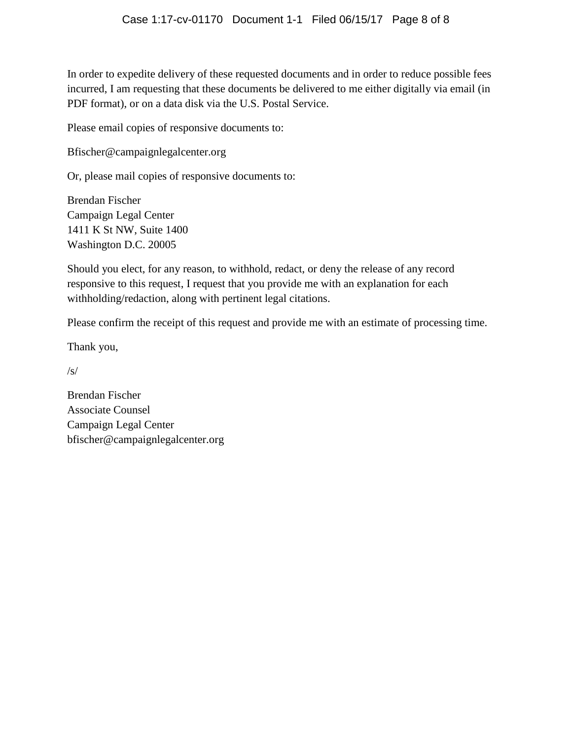In order to expedite delivery of these requested documents and in order to reduce possible fees incurred, I am requesting that these documents be delivered to me either digitally via email (in PDF format), or on a data disk via the U.S. Postal Service.

Please email copies of responsive documents to:

Bfischer@campaignlegalcenter.org

Or, please mail copies of responsive documents to:

Brendan Fischer  
Campaign Legal Center  
1411 K St NW, Suite 1400  
Washington D.C. 20005

Should you elect, for any reason, to withhold, redact, or deny the release of any record responsive to this request, I request that you provide me with an explanation for each withholding/redaction, along with pertinent legal citations.

Please confirm the receipt of this request and provide me with an estimate of processing time.

Thank you,

/s/

Brendan Fischer  
Associate Counsel  
Campaign Legal Center  
bfischer@campaignlegalcenter.org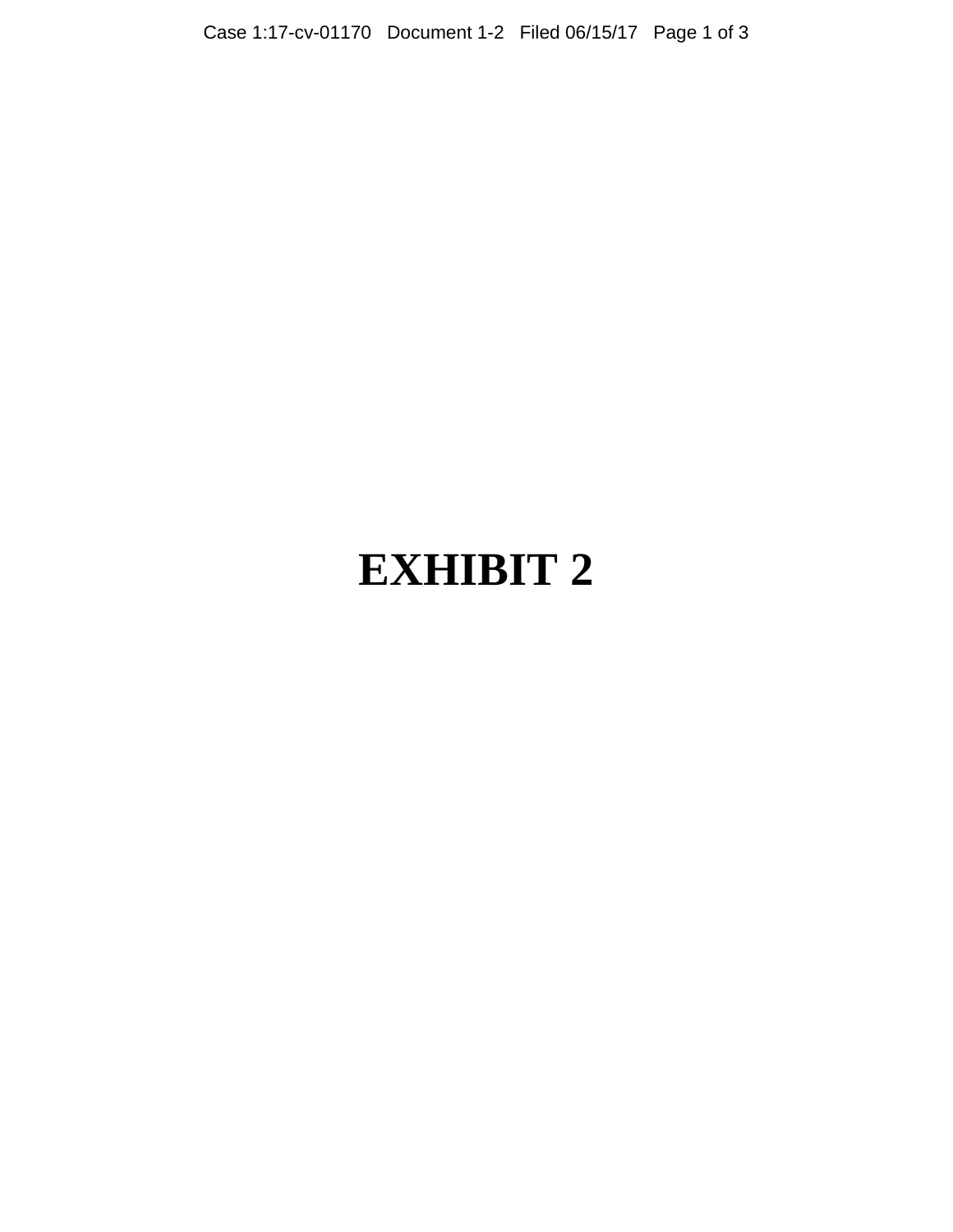# EXHIBIT 2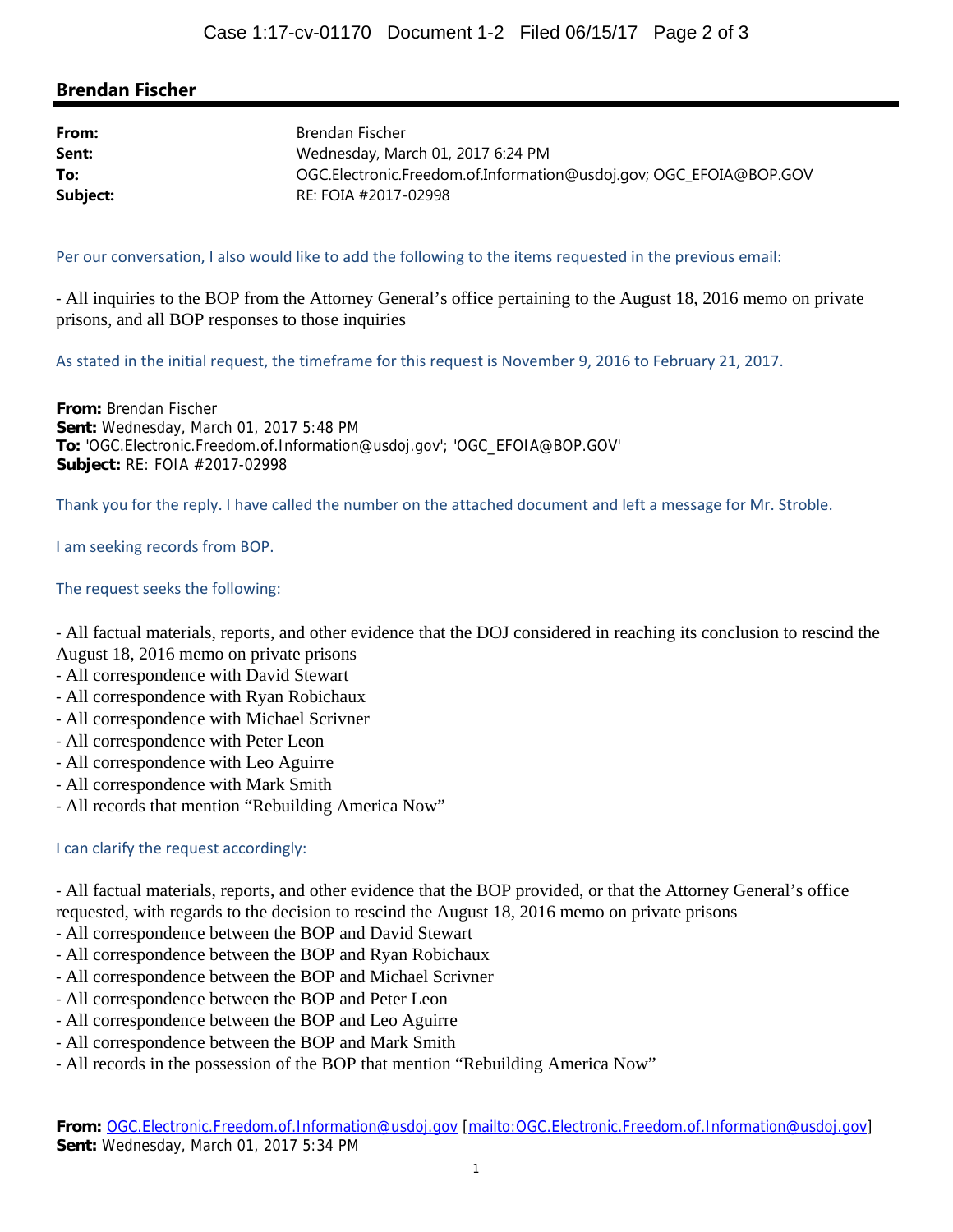## Brendan Fischer

| | |
|---|---|
| **From:** | Brendan Fischer |
| **Sent:** | Wednesday, March 01, 2017 6:24 PM |
| **To:** | OGC.Electronic.Freedom.of.Information@usdoj.gov; OGC_EFOIA@BOP.GOV |
| **Subject:** | RE: FOIA #2017-02998 |

Per our conversation, I also would like to add the following to the items requested in the previous email:

- All inquiries to the BOP from the Attorney General's office pertaining to the August 18, 2016 memo on private prisons, and all BOP responses to those inquiries

As stated in the initial request, the timeframe for this request is November 9, 2016 to February 21, 2017.

---

**From:** Brendan Fischer
**Sent:** Wednesday, March 01, 2017 5:48 PM
**To:** 'OGC.Electronic.Freedom.of.Information@usdoj.gov'; 'OGC_EFOIA@BOP.GOV'
**Subject:** RE: FOIA #2017-02998

Thank you for the reply. I have called the number on the attached document and left a message for Mr. Stroble.

I am seeking records from BOP.

The request seeks the following:

- All factual materials, reports, and other evidence that the DOJ considered in reaching its conclusion to rescind the August 18, 2016 memo on private prisons
- All correspondence with David Stewart
- All correspondence with Ryan Robichaux
- All correspondence with Michael Scrivner
- All correspondence with Peter Leon
- All correspondence with Leo Aguirre
- All correspondence with Mark Smith
- All records that mention "Rebuilding America Now"

I can clarify the request accordingly:

- All factual materials, reports, and other evidence that the BOP provided, or that the Attorney General's office requested, with regards to the decision to rescind the August 18, 2016 memo on private prisons
- All correspondence between the BOP and David Stewart
- All correspondence between the BOP and Ryan Robichaux
- All correspondence between the BOP and Michael Scrivner
- All correspondence between the BOP and Peter Leon
- All correspondence between the BOP and Leo Aguirre
- All correspondence between the BOP and Mark Smith
- All records in the possession of the BOP that mention "Rebuilding America Now"

**From:** OGC.Electronic.Freedom.of.Information@usdoj.gov [mailto:OGC.Electronic.Freedom.of.Information@usdoj.gov]
**Sent:** Wednesday, March 01, 2017 5:34 PM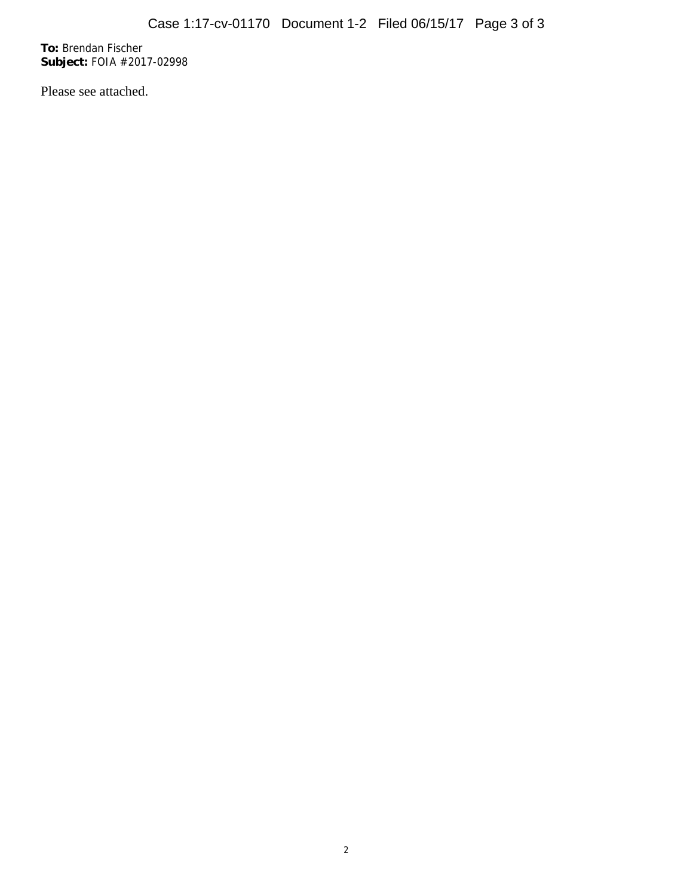**To:** Brendan Fischer
**Subject:** FOIA #2017-02998

Please see attached.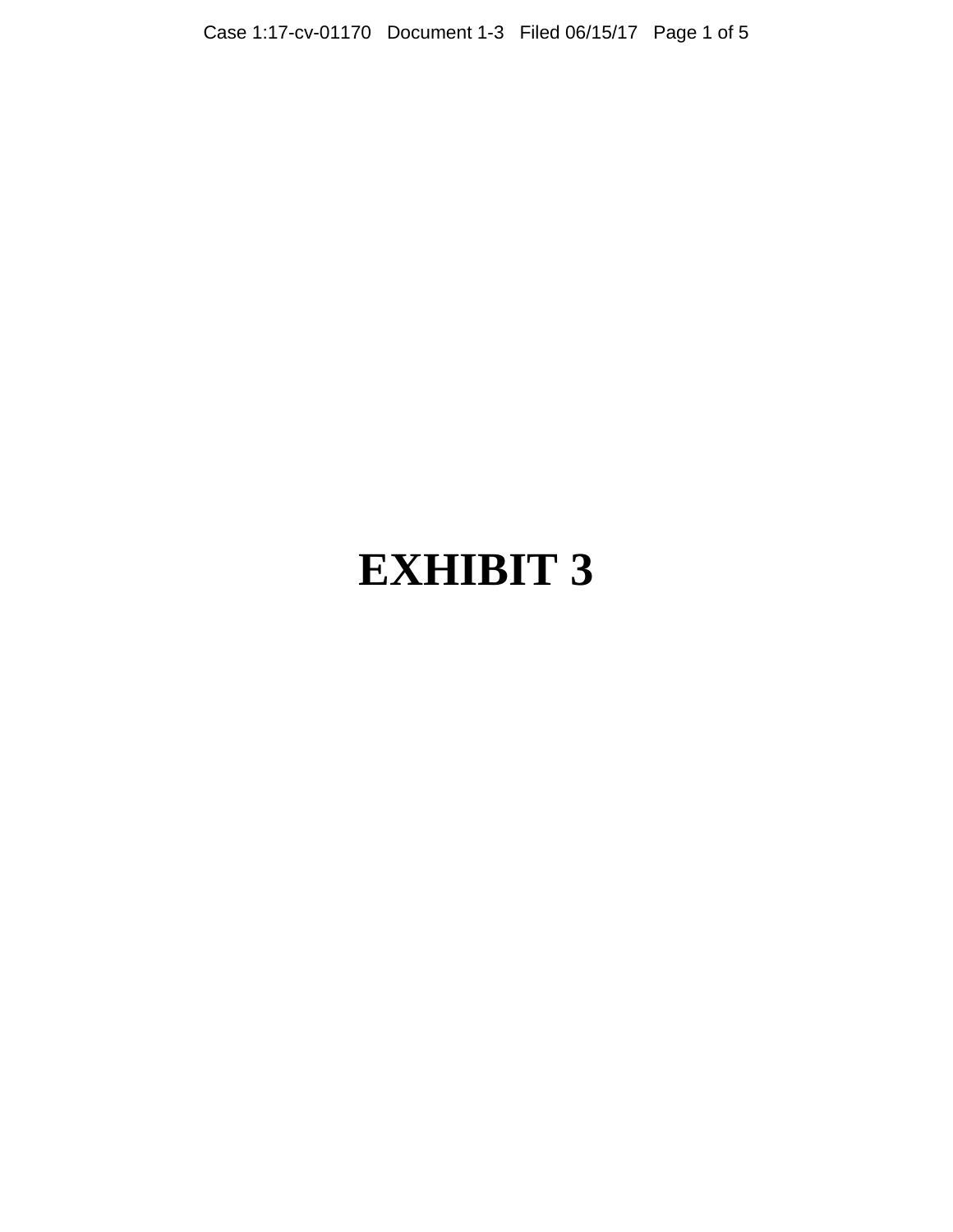# EXHIBIT 3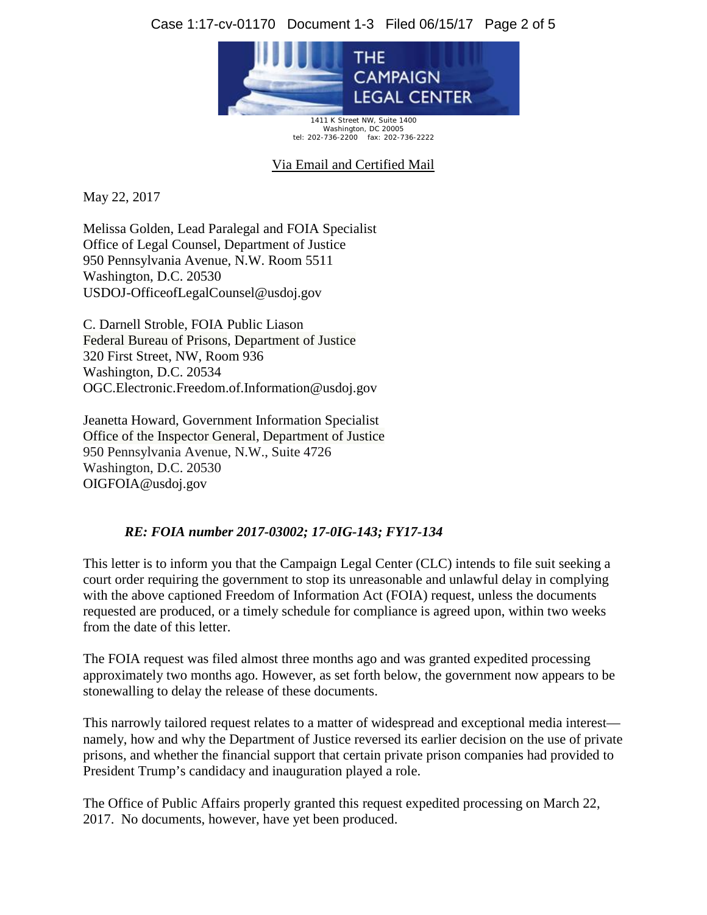THE CAMPAIGN LEGAL CENTER

1411 K Street NW, Suite 1400
Washington, DC 20005
tel: 202-736-2200 fax: 202-736-2222

Via Email and Certified Mail

May 22, 2017

Melissa Golden, Lead Paralegal and FOIA Specialist
Office of Legal Counsel, Department of Justice
950 Pennsylvania Avenue, N.W. Room 5511
Washington, D.C. 20530
USDOJ-OfficeofLegalCounsel@usdoj.gov

C. Darnell Stroble, FOIA Public Liason
Federal Bureau of Prisons, Department of Justice
320 First Street, NW, Room 936
Washington, D.C. 20534
OGC.Electronic.Freedom.of.Information@usdoj.gov

Jeanetta Howard, Government Information Specialist
Office of the Inspector General, Department of Justice
950 Pennsylvania Avenue, N.W., Suite 4726
Washington, D.C. 20530
OIGFOIA@usdoj.gov

***RE: FOIA number 2017-03002; 17-0IG-143; FY17-134***

This letter is to inform you that the Campaign Legal Center (CLC) intends to file suit seeking a court order requiring the government to stop its unreasonable and unlawful delay in complying with the above captioned Freedom of Information Act (FOIA) request, unless the documents requested are produced, or a timely schedule for compliance is agreed upon, within two weeks from the date of this letter.

The FOIA request was filed almost three months ago and was granted expedited processing approximately two months ago. However, as set forth below, the government now appears to be stonewalling to delay the release of these documents.

This narrowly tailored request relates to a matter of widespread and exceptional media interest—namely, how and why the Department of Justice reversed its earlier decision on the use of private prisons, and whether the financial support that certain private prison companies had provided to President Trump's candidacy and inauguration played a role.

The Office of Public Affairs properly granted this request expedited processing on March 22, 2017. No documents, however, have yet been produced.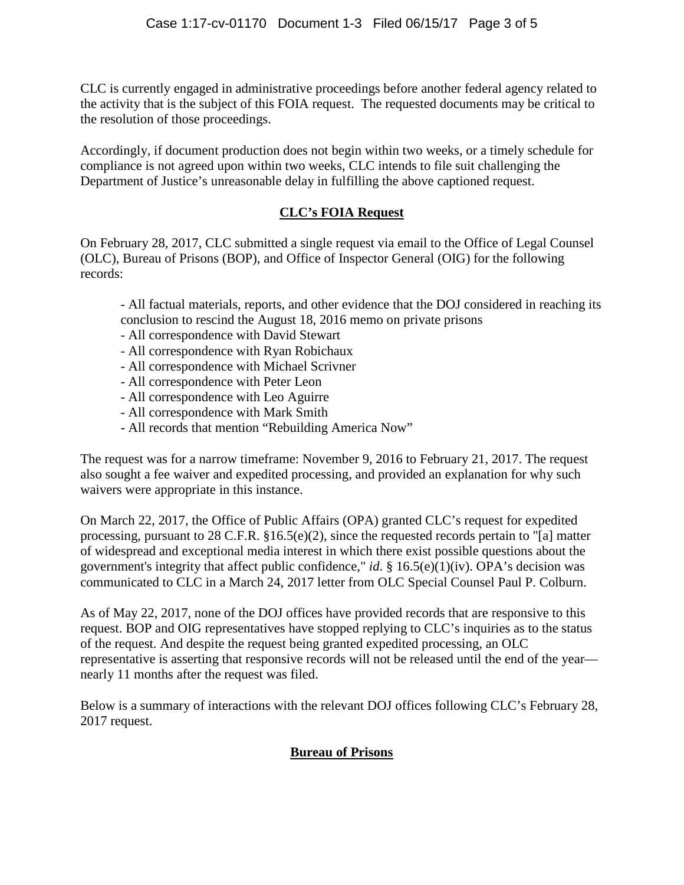CLC is currently engaged in administrative proceedings before another federal agency related to the activity that is the subject of this FOIA request. The requested documents may be critical to the resolution of those proceedings.

Accordingly, if document production does not begin within two weeks, or a timely schedule for compliance is not agreed upon within two weeks, CLC intends to file suit challenging the Department of Justice's unreasonable delay in fulfilling the above captioned request.

## CLC's FOIA Request

On February 28, 2017, CLC submitted a single request via email to the Office of Legal Counsel (OLC), Bureau of Prisons (BOP), and Office of Inspector General (OIG) for the following records:

- All factual materials, reports, and other evidence that the DOJ considered in reaching its conclusion to rescind the August 18, 2016 memo on private prisons
- All correspondence with David Stewart
- All correspondence with Ryan Robichaux
- All correspondence with Michael Scrivner
- All correspondence with Peter Leon
- All correspondence with Leo Aguirre
- All correspondence with Mark Smith
- All records that mention "Rebuilding America Now"

The request was for a narrow timeframe: November 9, 2016 to February 21, 2017. The request also sought a fee waiver and expedited processing, and provided an explanation for why such waivers were appropriate in this instance.

On March 22, 2017, the Office of Public Affairs (OPA) granted CLC's request for expedited processing, pursuant to 28 C.F.R. §16.5(e)(2), since the requested records pertain to "[a] matter of widespread and exceptional media interest in which there exist possible questions about the government's integrity that affect public confidence," *id.* § 16.5(e)(1)(iv). OPA's decision was communicated to CLC in a March 24, 2017 letter from OLC Special Counsel Paul P. Colburn.

As of May 22, 2017, none of the DOJ offices have provided records that are responsive to this request. BOP and OIG representatives have stopped replying to CLC's inquiries as to the status of the request. And despite the request being granted expedited processing, an OLC representative is asserting that responsive records will not be released until the end of the year—nearly 11 months after the request was filed.

Below is a summary of interactions with the relevant DOJ offices following CLC's February 28, 2017 request.

## Bureau of Prisons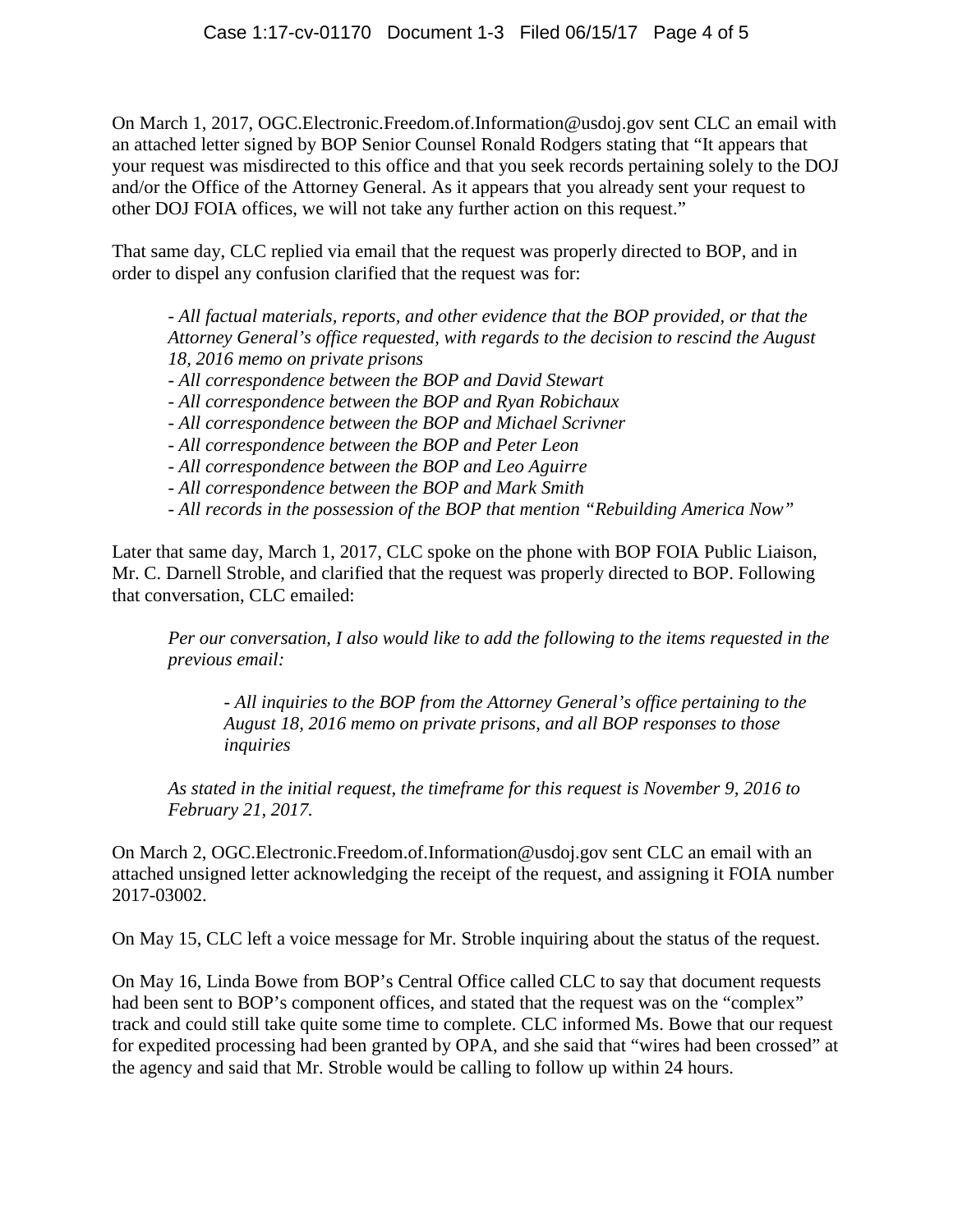On March 1, 2017, OGC.Electronic.Freedom.of.Information@usdoj.gov sent CLC an email with an attached letter signed by BOP Senior Counsel Ronald Rodgers stating that "It appears that your request was misdirected to this office and that you seek records pertaining solely to the DOJ and/or the Office of the Attorney General. As it appears that you already sent your request to other DOJ FOIA offices, we will not take any further action on this request."

That same day, CLC replied via email that the request was properly directed to BOP, and in order to dispel any confusion clarified that the request was for:

> *- All factual materials, reports, and other evidence that the BOP provided, or that the Attorney General's office requested, with regards to the decision to rescind the August 18, 2016 memo on private prisons*
> *- All correspondence between the BOP and David Stewart*
> *- All correspondence between the BOP and Ryan Robichaux*
> *- All correspondence between the BOP and Michael Scrivner*
> *- All correspondence between the BOP and Peter Leon*
> *- All correspondence between the BOP and Leo Aguirre*
> *- All correspondence between the BOP and Mark Smith*
> *- All records in the possession of the BOP that mention "Rebuilding America Now"*

Later that same day, March 1, 2017, CLC spoke on the phone with BOP FOIA Public Liaison, Mr. C. Darnell Stroble, and clarified that the request was properly directed to BOP. Following that conversation, CLC emailed:

> *Per our conversation, I also would like to add the following to the items requested in the previous email:*
>
> > *- All inquiries to the BOP from the Attorney General's office pertaining to the August 18, 2016 memo on private prisons, and all BOP responses to those inquiries*
>
> *As stated in the initial request, the timeframe for this request is November 9, 2016 to February 21, 2017.*

On March 2, OGC.Electronic.Freedom.of.Information@usdoj.gov sent CLC an email with an attached unsigned letter acknowledging the receipt of the request, and assigning it FOIA number 2017-03002.

On May 15, CLC left a voice message for Mr. Stroble inquiring about the status of the request.

On May 16, Linda Bowe from BOP's Central Office called CLC to say that document requests had been sent to BOP's component offices, and stated that the request was on the "complex" track and could still take quite some time to complete. CLC informed Ms. Bowe that our request for expedited processing had been granted by OPA, and she said that "wires had been crossed" at the agency and said that Mr. Stroble would be calling to follow up within 24 hours.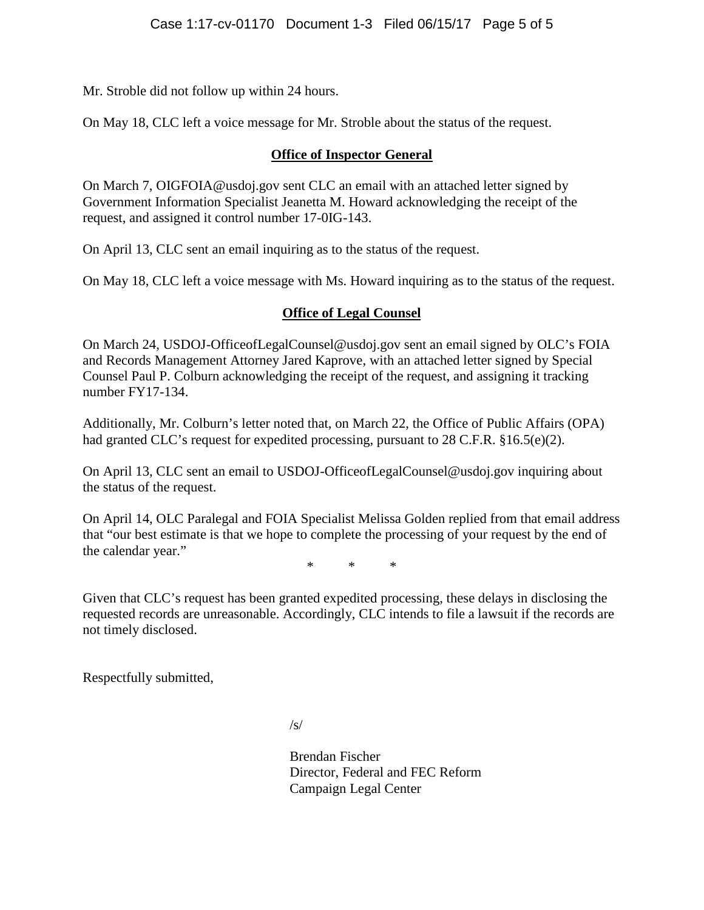Mr. Stroble did not follow up within 24 hours.

On May 18, CLC left a voice message for Mr. Stroble about the status of the request.

## Office of Inspector General

On March 7, OIGFOIA@usdoj.gov sent CLC an email with an attached letter signed by Government Information Specialist Jeanetta M. Howard acknowledging the receipt of the request, and assigned it control number 17-0IG-143.

On April 13, CLC sent an email inquiring as to the status of the request.

On May 18, CLC left a voice message with Ms. Howard inquiring as to the status of the request.

## Office of Legal Counsel

On March 24, USDOJ-OfficeofLegalCounsel@usdoj.gov sent an email signed by OLC's FOIA and Records Management Attorney Jared Kaprove, with an attached letter signed by Special Counsel Paul P. Colburn acknowledging the receipt of the request, and assigning it tracking number FY17-134.

Additionally, Mr. Colburn's letter noted that, on March 22, the Office of Public Affairs (OPA) had granted CLC's request for expedited processing, pursuant to 28 C.F.R. §16.5(e)(2).

On April 13, CLC sent an email to USDOJ-OfficeofLegalCounsel@usdoj.gov inquiring about the status of the request.

On April 14, OLC Paralegal and FOIA Specialist Melissa Golden replied from that email address that "our best estimate is that we hope to complete the processing of your request by the end of the calendar year."

\* \* \*

Given that CLC's request has been granted expedited processing, these delays in disclosing the requested records are unreasonable. Accordingly, CLC intends to file a lawsuit if the records are not timely disclosed.

Respectfully submitted,

/s/

Brendan Fischer
Director, Federal and FEC Reform
Campaign Legal Center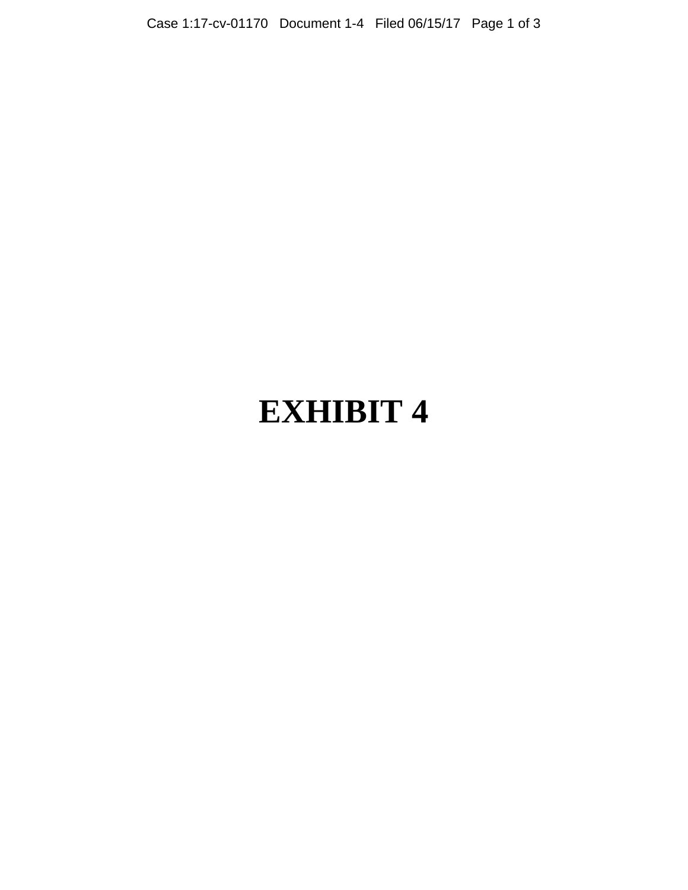# EXHIBIT 4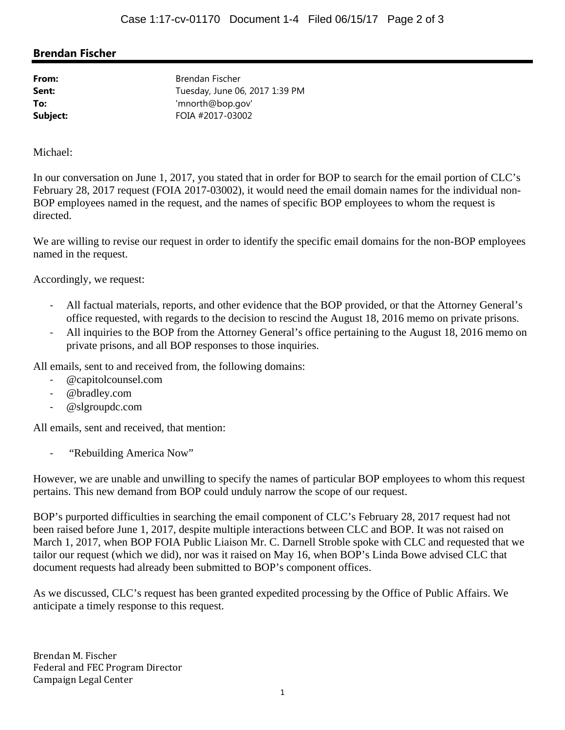## Brendan Fischer

**From:** Brendan Fischer
**Sent:** Tuesday, June 06, 2017 1:39 PM
**To:** 'mnorth@bop.gov'
**Subject:** FOIA #2017-03002

Michael:

In our conversation on June 1, 2017, you stated that in order for BOP to search for the email portion of CLC's February 28, 2017 request (FOIA 2017-03002), it would need the email domain names for the individual non-BOP employees named in the request, and the names of specific BOP employees to whom the request is directed.

We are willing to revise our request in order to identify the specific email domains for the non-BOP employees named in the request.

Accordingly, we request:

- All factual materials, reports, and other evidence that the BOP provided, or that the Attorney General's office requested, with regards to the decision to rescind the August 18, 2016 memo on private prisons.
- All inquiries to the BOP from the Attorney General's office pertaining to the August 18, 2016 memo on private prisons, and all BOP responses to those inquiries.

All emails, sent to and received from, the following domains:

- @capitolcounsel.com
- @bradley.com
- @slgroupdc.com

All emails, sent and received, that mention:

- "Rebuilding America Now"

However, we are unable and unwilling to specify the names of particular BOP employees to whom this request pertains. This new demand from BOP could unduly narrow the scope of our request.

BOP's purported difficulties in searching the email component of CLC's February 28, 2017 request had not been raised before June 1, 2017, despite multiple interactions between CLC and BOP. It was not raised on March 1, 2017, when BOP FOIA Public Liaison Mr. C. Darnell Stroble spoke with CLC and requested that we tailor our request (which we did), nor was it raised on May 16, when BOP's Linda Bowe advised CLC that document requests had already been submitted to BOP's component offices.

As we discussed, CLC's request has been granted expedited processing by the Office of Public Affairs. We anticipate a timely response to this request.

Brendan M. Fischer
Federal and FEC Program Director
Campaign Legal Center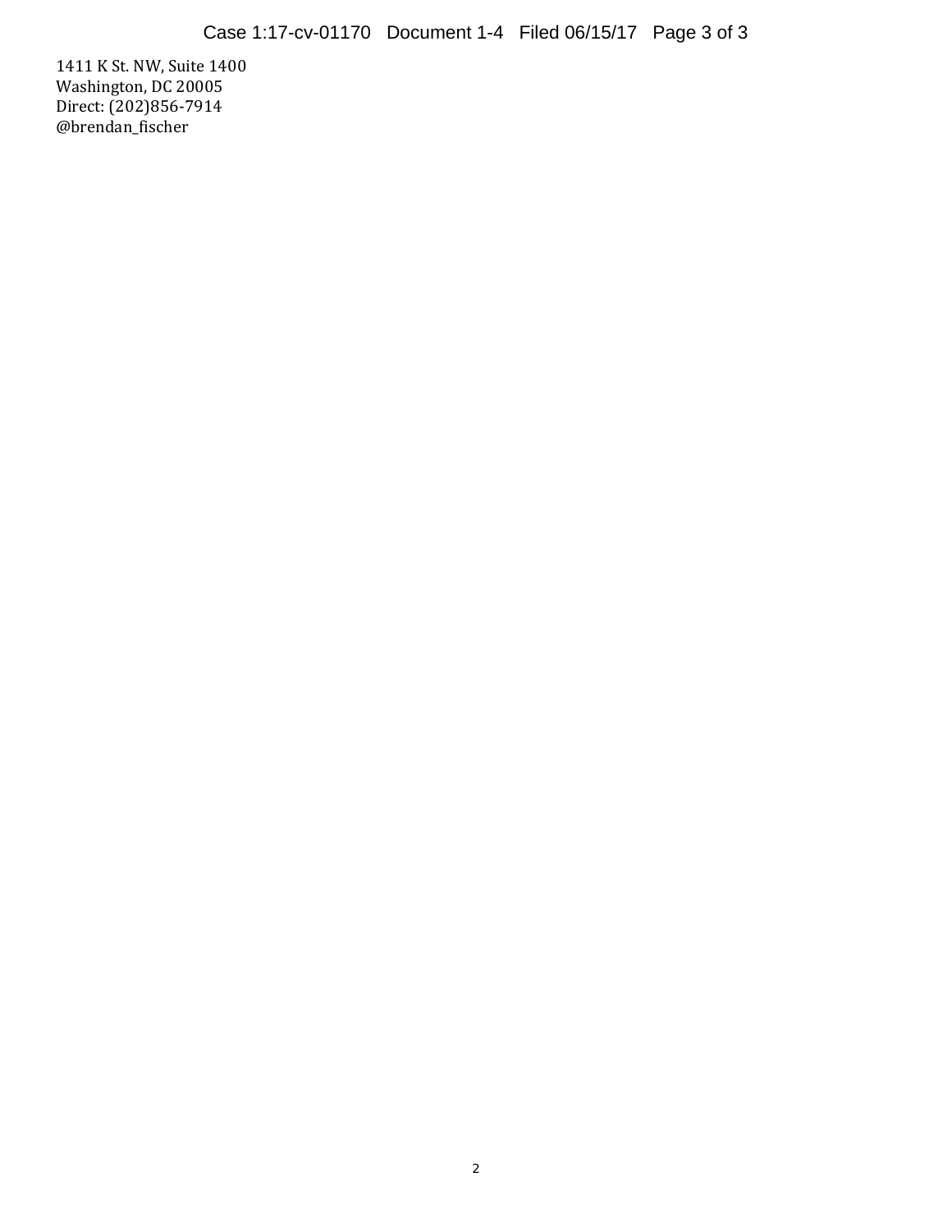1411 K St. NW, Suite 1400
Washington, DC 20005
Direct: (202)856-7914
@brendan_fischer